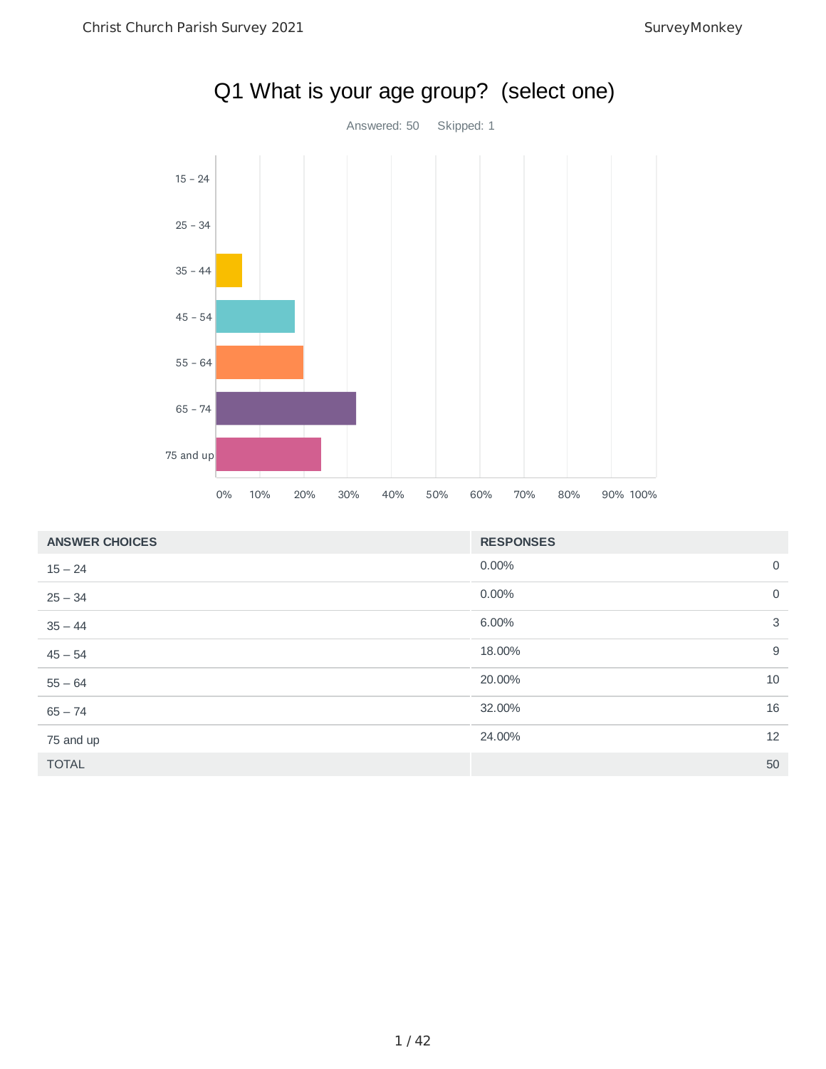# Q1 What is your age group? (select one)

Answered: 50 Skipped: 1

| ANSWER CHOICES | RESPONSES | |
|---|---|---|
| 15 – 24 | 0.00% | 0 |
| 25 – 34 | 0.00% | 0 |
| 35 – 44 | 6.00% | 3 |
| 45 – 54 | 18.00% | 9 |
| 55 – 64 | 20.00% | 10 |
| 65 – 74 | 32.00% | 16 |
| 75 and up | 24.00% | 12 |
| TOTAL | | 50 |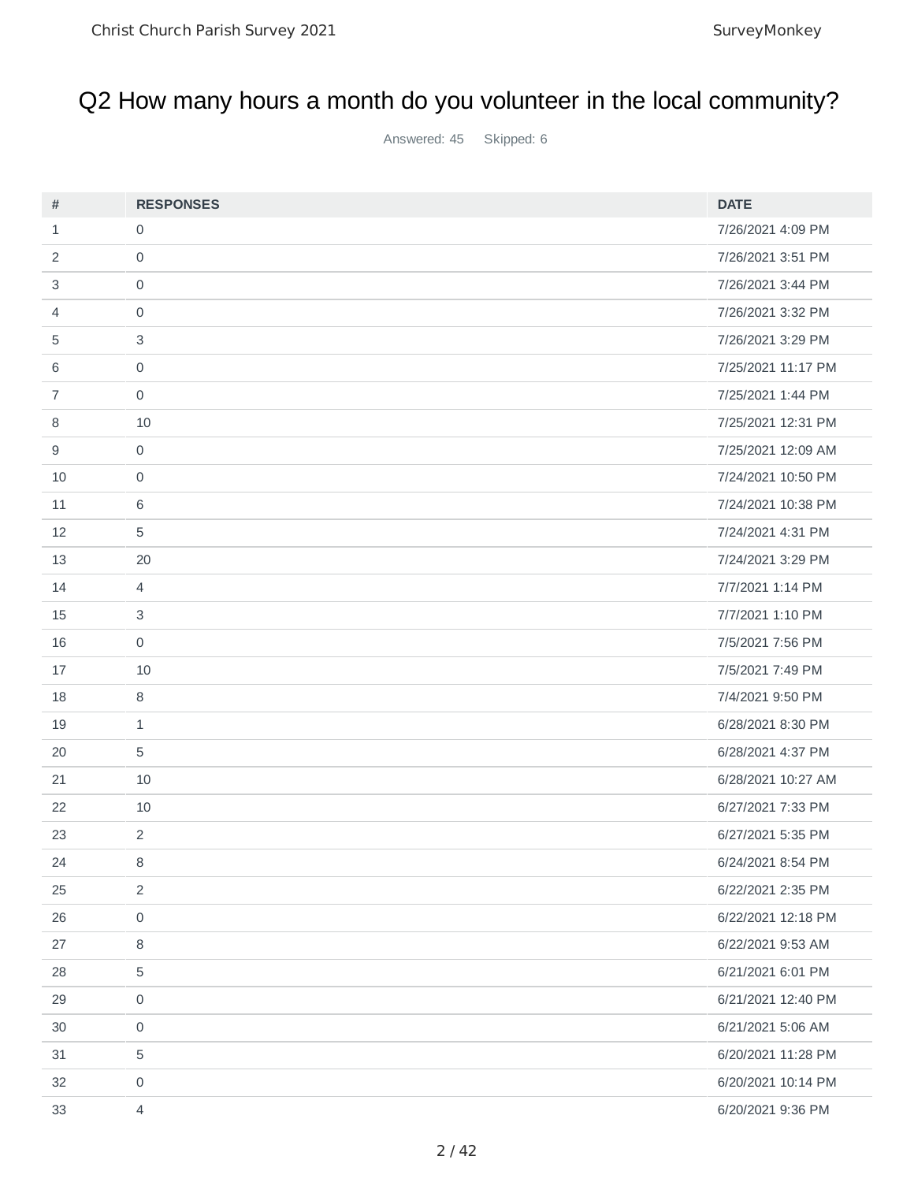# Q2 How many hours a month do you volunteer in the local community?

Answered: 45 Skipped: 6

| # | RESPONSES | DATE |
|---|---|---|
| 1 | 0 | 7/26/2021 4:09 PM |
| 2 | 0 | 7/26/2021 3:51 PM |
| 3 | 0 | 7/26/2021 3:44 PM |
| 4 | 0 | 7/26/2021 3:32 PM |
| 5 | 3 | 7/26/2021 3:29 PM |
| 6 | 0 | 7/25/2021 11:17 PM |
| 7 | 0 | 7/25/2021 1:44 PM |
| 8 | 10 | 7/25/2021 12:31 PM |
| 9 | 0 | 7/25/2021 12:09 AM |
| 10 | 0 | 7/24/2021 10:50 PM |
| 11 | 6 | 7/24/2021 10:38 PM |
| 12 | 5 | 7/24/2021 4:31 PM |
| 13 | 20 | 7/24/2021 3:29 PM |
| 14 | 4 | 7/7/2021 1:14 PM |
| 15 | 3 | 7/7/2021 1:10 PM |
| 16 | 0 | 7/5/2021 7:56 PM |
| 17 | 10 | 7/5/2021 7:49 PM |
| 18 | 8 | 7/4/2021 9:50 PM |
| 19 | 1 | 6/28/2021 8:30 PM |
| 20 | 5 | 6/28/2021 4:37 PM |
| 21 | 10 | 6/28/2021 10:27 AM |
| 22 | 10 | 6/27/2021 7:33 PM |
| 23 | 2 | 6/27/2021 5:35 PM |
| 24 | 8 | 6/24/2021 8:54 PM |
| 25 | 2 | 6/22/2021 2:35 PM |
| 26 | 0 | 6/22/2021 12:18 PM |
| 27 | 8 | 6/22/2021 9:53 AM |
| 28 | 5 | 6/21/2021 6:01 PM |
| 29 | 0 | 6/21/2021 12:40 PM |
| 30 | 0 | 6/21/2021 5:06 AM |
| 31 | 5 | 6/20/2021 11:28 PM |
| 32 | 0 | 6/20/2021 10:14 PM |
| 33 | 4 | 6/20/2021 9:36 PM |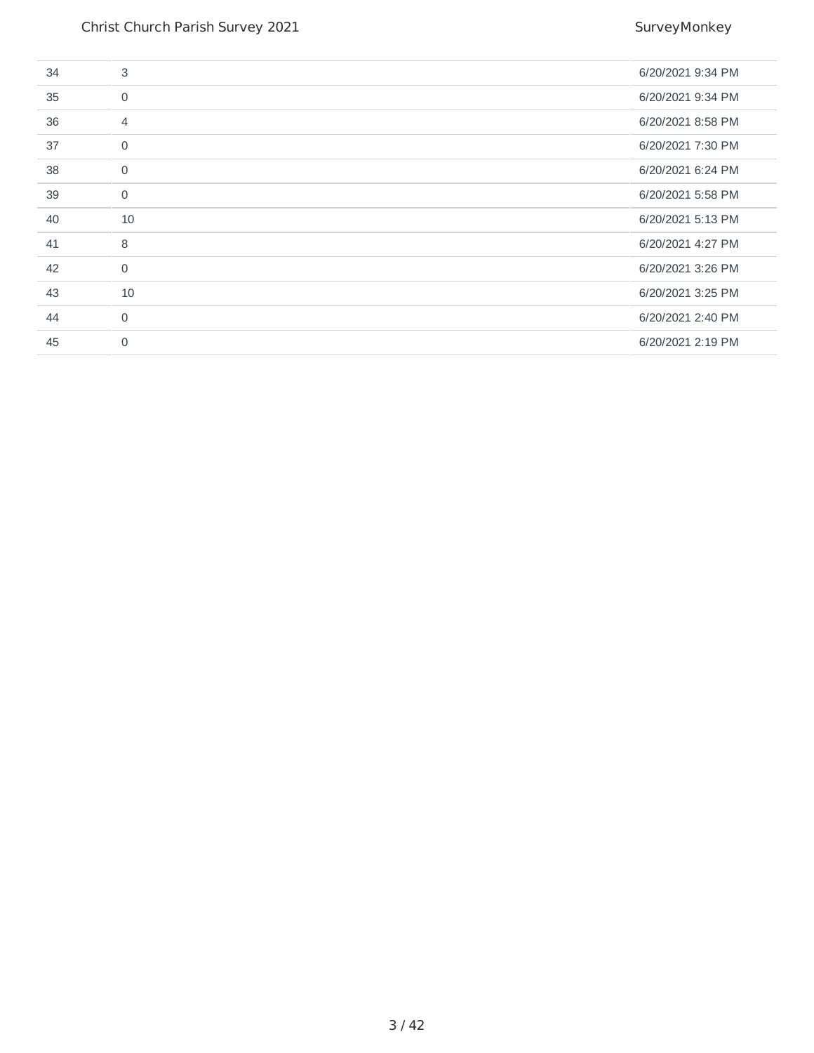| | | |
|---|---|---|
| 34 | 3 | 6/20/2021 9:34 PM |
| 35 | 0 | 6/20/2021 9:34 PM |
| 36 | 4 | 6/20/2021 8:58 PM |
| 37 | 0 | 6/20/2021 7:30 PM |
| 38 | 0 | 6/20/2021 6:24 PM |
| 39 | 0 | 6/20/2021 5:58 PM |
| 40 | 10 | 6/20/2021 5:13 PM |
| 41 | 8 | 6/20/2021 4:27 PM |
| 42 | 0 | 6/20/2021 3:26 PM |
| 43 | 10 | 6/20/2021 3:25 PM |
| 44 | 0 | 6/20/2021 2:40 PM |
| 45 | 0 | 6/20/2021 2:19 PM |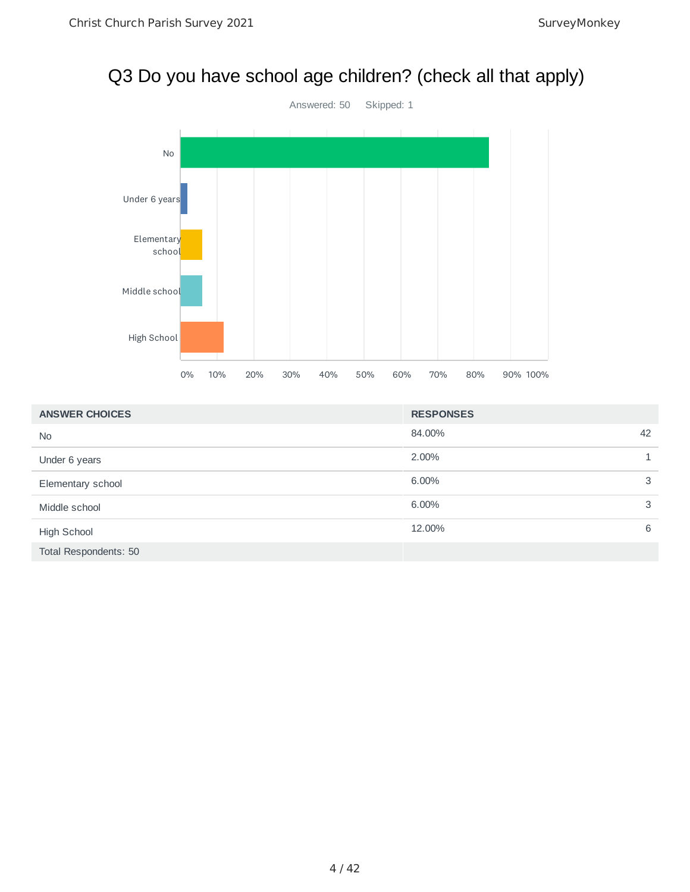# Q3 Do you have school age children? (check all that apply)

Answered: 50 Skipped: 1

| ANSWER CHOICES | RESPONSES | |
| --- | --- | --- |
| No | 84.00% | 42 |
| Under 6 years | 2.00% | 1 |
| Elementary school | 6.00% | 3 |
| Middle school | 6.00% | 3 |
| High School | 12.00% | 6 |
| Total Respondents: 50 | | |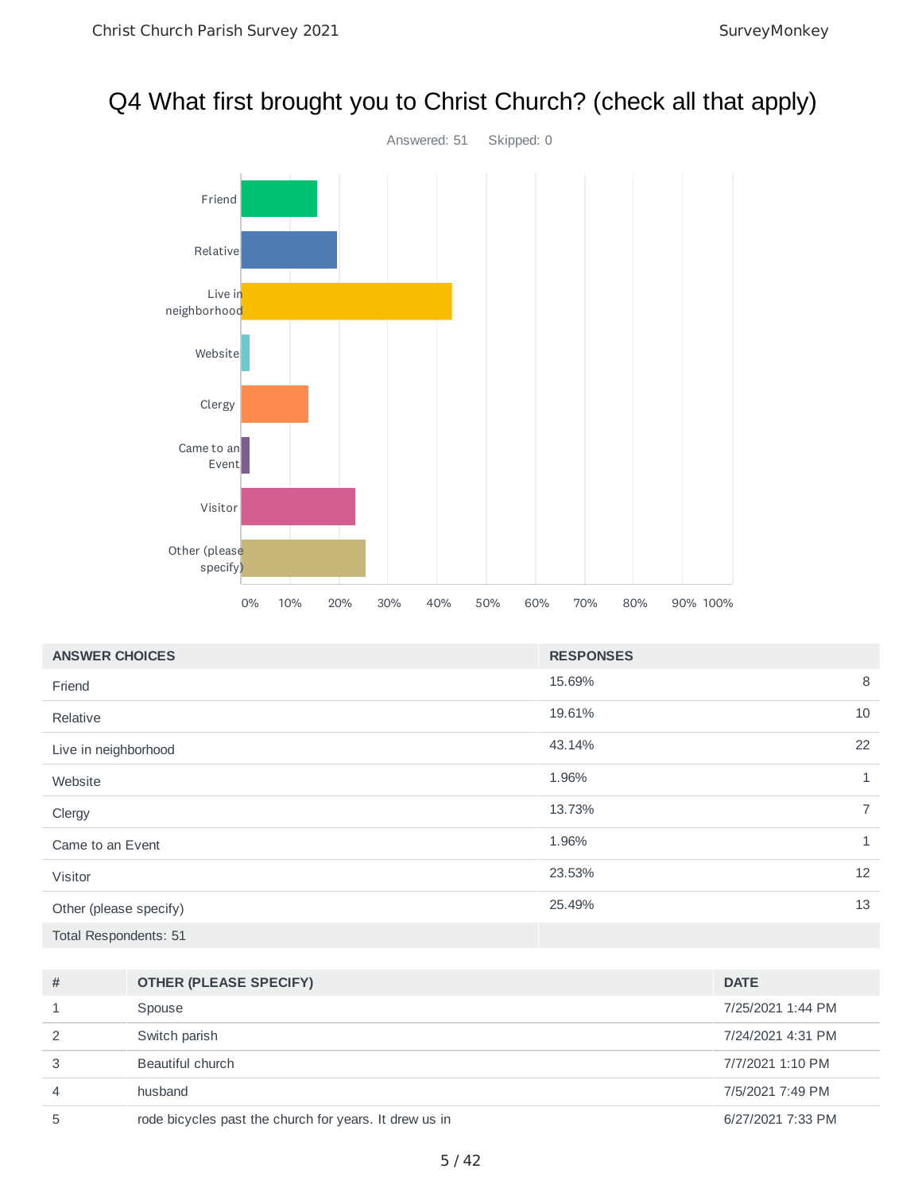# Q4 What first brought you to Christ Church? (check all that apply)

Answered: 51 Skipped: 0

| ANSWER CHOICES | RESPONSES | |
|---|---|---|
| Friend | 15.69% | 8 |
| Relative | 19.61% | 10 |
| Live in neighborhood | 43.14% | 22 |
| Website | 1.96% | 1 |
| Clergy | 13.73% | 7 |
| Came to an Event | 1.96% | 1 |
| Visitor | 23.53% | 12 |
| Other (please specify) | 25.49% | 13 |
| Total Respondents: 51 | | |

| # | OTHER (PLEASE SPECIFY) | DATE |
|---|---|---|
| 1 | Spouse | 7/25/2021 1:44 PM |
| 2 | Switch parish | 7/24/2021 4:31 PM |
| 3 | Beautiful church | 7/7/2021 1:10 PM |
| 4 | husband | 7/5/2021 7:49 PM |
| 5 | rode bicycles past the church for years. It drew us in | 6/27/2021 7:33 PM |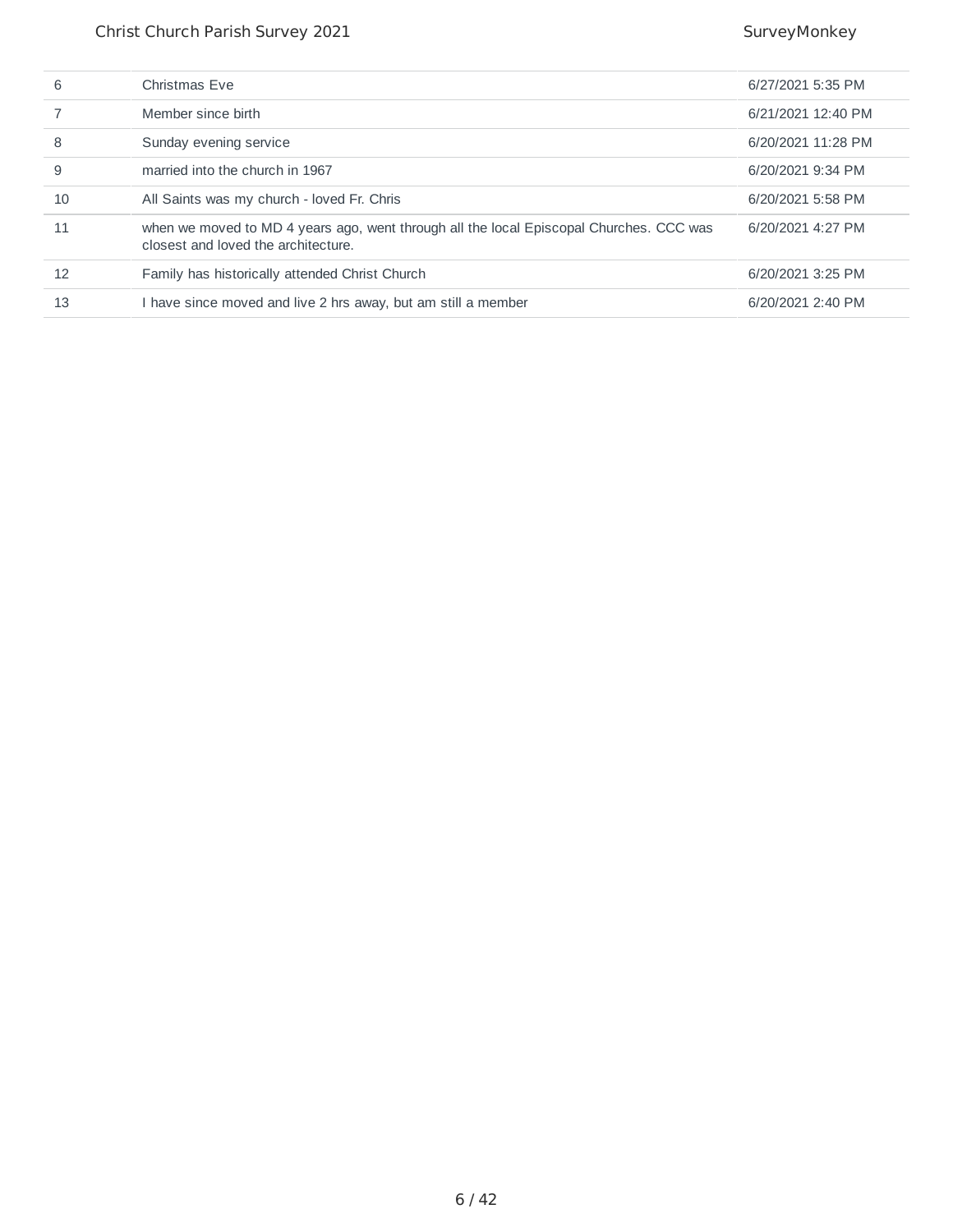| | | |
|---|---|---|
| 6 | Christmas Eve | 6/27/2021 5:35 PM |
| 7 | Member since birth | 6/21/2021 12:40 PM |
| 8 | Sunday evening service | 6/20/2021 11:28 PM |
| 9 | married into the church in 1967 | 6/20/2021 9:34 PM |
| 10 | All Saints was my church - loved Fr. Chris | 6/20/2021 5:58 PM |
| 11 | when we moved to MD 4 years ago, went through all the local Episcopal Churches. CCC was closest and loved the architecture. | 6/20/2021 4:27 PM |
| 12 | Family has historically attended Christ Church | 6/20/2021 3:25 PM |
| 13 | I have since moved and live 2 hrs away, but am still a member | 6/20/2021 2:40 PM |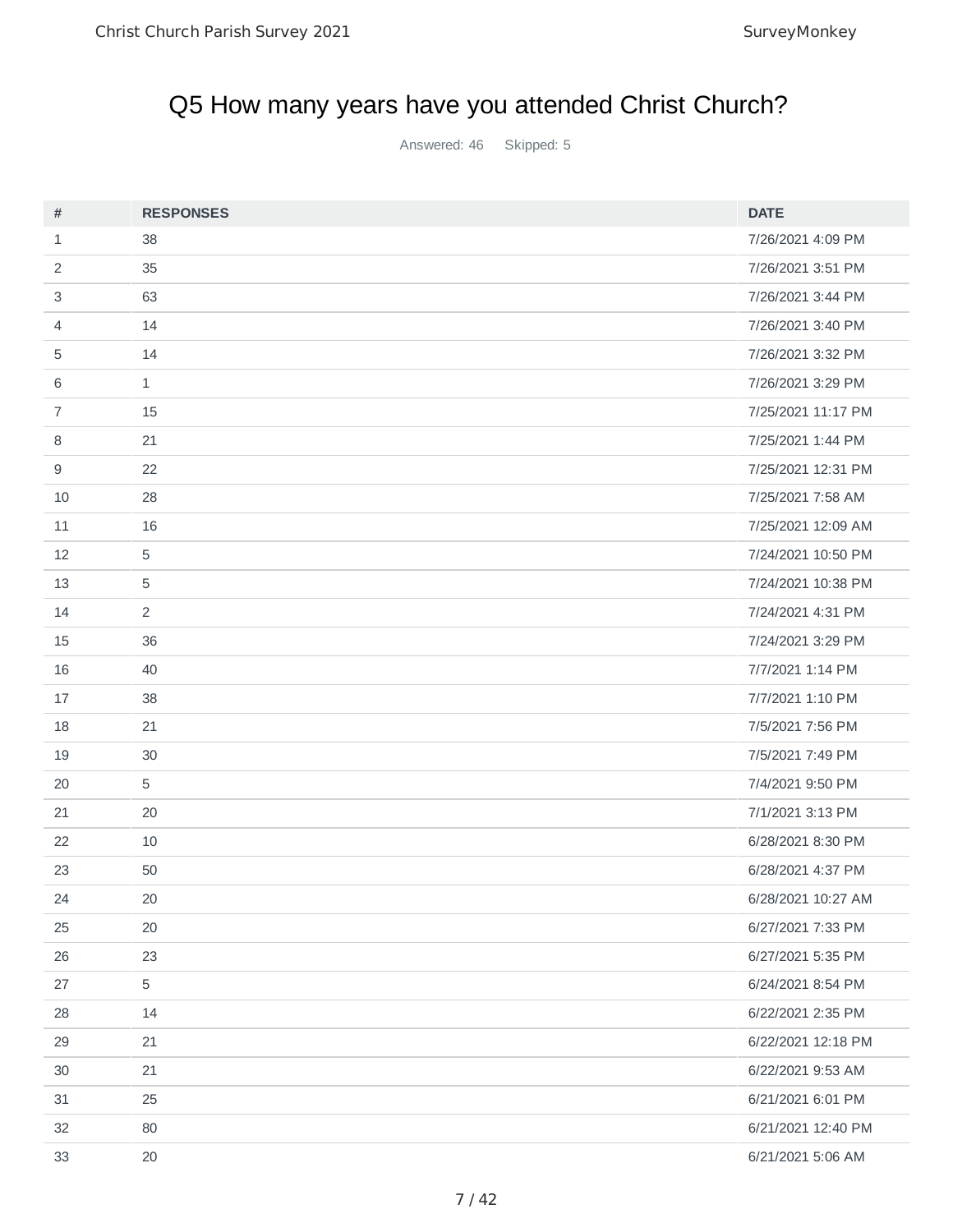# Q5 How many years have you attended Christ Church?

Answered: 46 Skipped: 5

| # | RESPONSES | DATE |
|---|---|---|
| 1 | 38 | 7/26/2021 4:09 PM |
| 2 | 35 | 7/26/2021 3:51 PM |
| 3 | 63 | 7/26/2021 3:44 PM |
| 4 | 14 | 7/26/2021 3:40 PM |
| 5 | 14 | 7/26/2021 3:32 PM |
| 6 | 1 | 7/26/2021 3:29 PM |
| 7 | 15 | 7/25/2021 11:17 PM |
| 8 | 21 | 7/25/2021 1:44 PM |
| 9 | 22 | 7/25/2021 12:31 PM |
| 10 | 28 | 7/25/2021 7:58 AM |
| 11 | 16 | 7/25/2021 12:09 AM |
| 12 | 5 | 7/24/2021 10:50 PM |
| 13 | 5 | 7/24/2021 10:38 PM |
| 14 | 2 | 7/24/2021 4:31 PM |
| 15 | 36 | 7/24/2021 3:29 PM |
| 16 | 40 | 7/7/2021 1:14 PM |
| 17 | 38 | 7/7/2021 1:10 PM |
| 18 | 21 | 7/5/2021 7:56 PM |
| 19 | 30 | 7/5/2021 7:49 PM |
| 20 | 5 | 7/4/2021 9:50 PM |
| 21 | 20 | 7/1/2021 3:13 PM |
| 22 | 10 | 6/28/2021 8:30 PM |
| 23 | 50 | 6/28/2021 4:37 PM |
| 24 | 20 | 6/28/2021 10:27 AM |
| 25 | 20 | 6/27/2021 7:33 PM |
| 26 | 23 | 6/27/2021 5:35 PM |
| 27 | 5 | 6/24/2021 8:54 PM |
| 28 | 14 | 6/22/2021 2:35 PM |
| 29 | 21 | 6/22/2021 12:18 PM |
| 30 | 21 | 6/22/2021 9:53 AM |
| 31 | 25 | 6/21/2021 6:01 PM |
| 32 | 80 | 6/21/2021 12:40 PM |
| 33 | 20 | 6/21/2021 5:06 AM |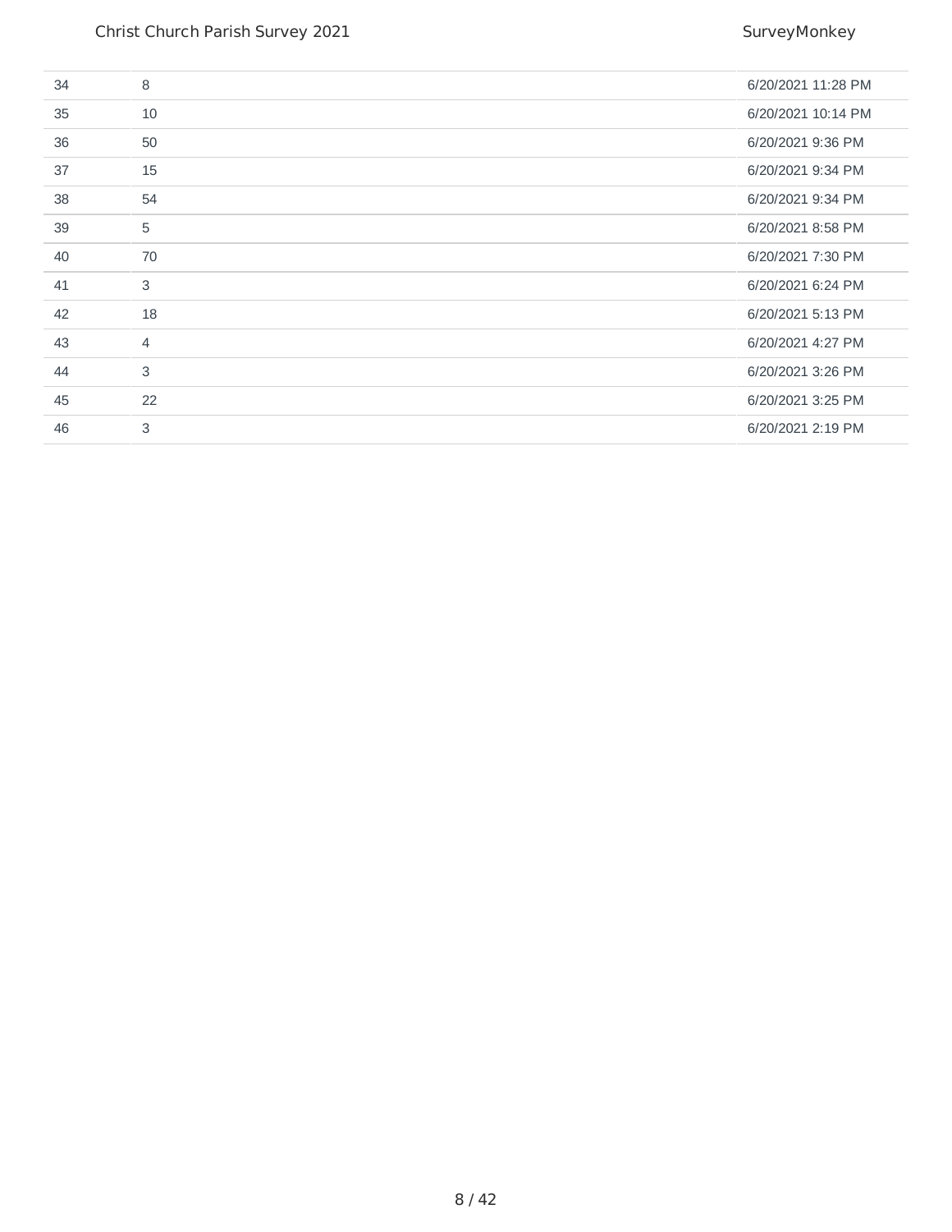| | | |
|---|---|---|
| 34 | 8 | 6/20/2021 11:28 PM |
| 35 | 10 | 6/20/2021 10:14 PM |
| 36 | 50 | 6/20/2021 9:36 PM |
| 37 | 15 | 6/20/2021 9:34 PM |
| 38 | 54 | 6/20/2021 9:34 PM |
| 39 | 5 | 6/20/2021 8:58 PM |
| 40 | 70 | 6/20/2021 7:30 PM |
| 41 | 3 | 6/20/2021 6:24 PM |
| 42 | 18 | 6/20/2021 5:13 PM |
| 43 | 4 | 6/20/2021 4:27 PM |
| 44 | 3 | 6/20/2021 3:26 PM |
| 45 | 22 | 6/20/2021 3:25 PM |
| 46 | 3 | 6/20/2021 2:19 PM |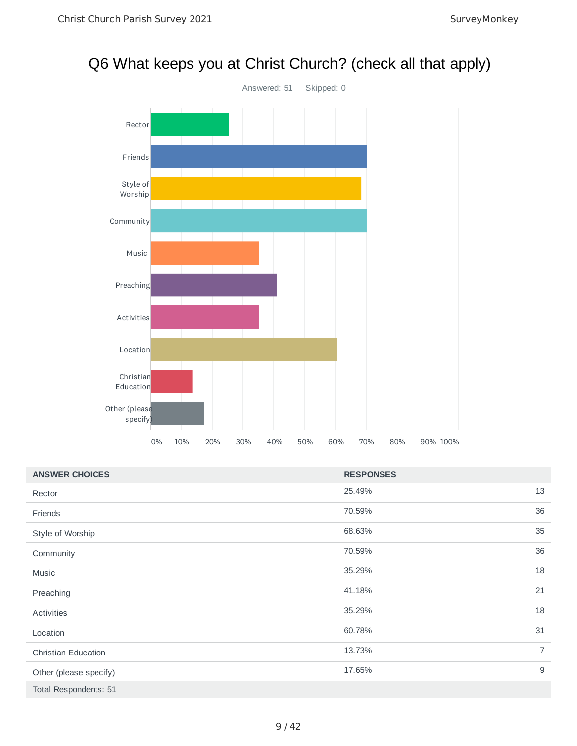# Q6 What keeps you at Christ Church? (check all that apply)

Answered: 51 Skipped: 0

| ANSWER CHOICES | RESPONSES | |
|---|---|---|
| Rector | 25.49% | 13 |
| Friends | 70.59% | 36 |
| Style of Worship | 68.63% | 35 |
| Community | 70.59% | 36 |
| Music | 35.29% | 18 |
| Preaching | 41.18% | 21 |
| Activities | 35.29% | 18 |
| Location | 60.78% | 31 |
| Christian Education | 13.73% | 7 |
| Other (please specify) | 17.65% | 9 |
| Total Respondents: 51 | | |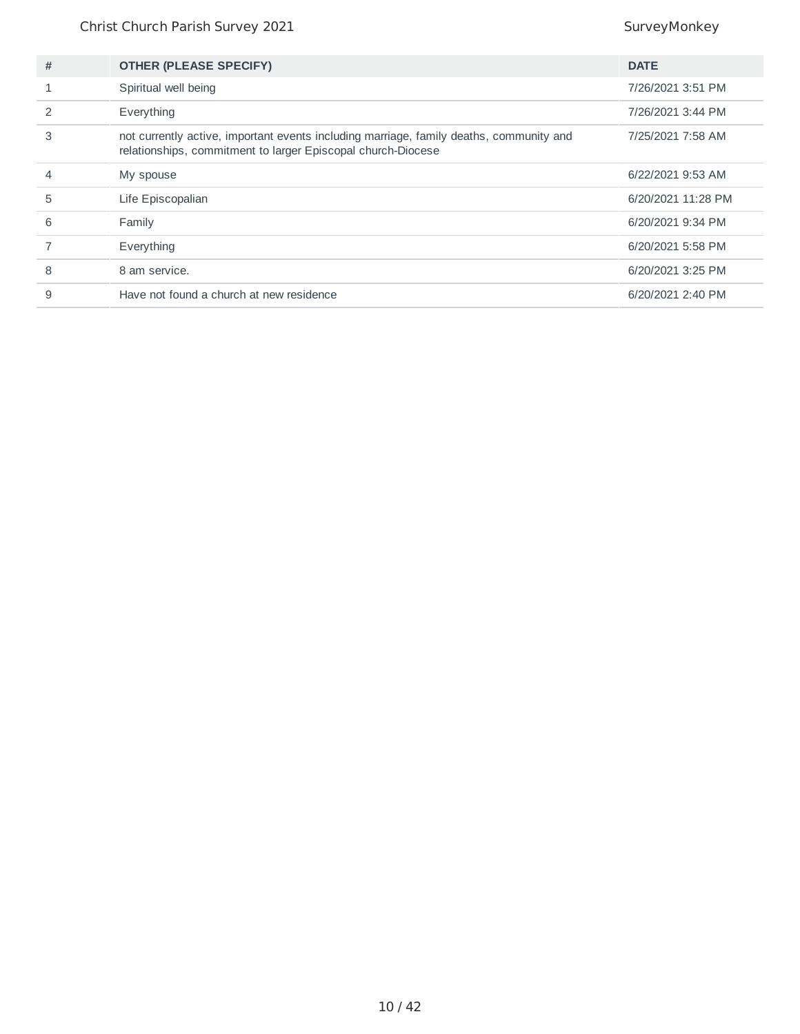| # | OTHER (PLEASE SPECIFY) | DATE |
|---|---|---|
| 1 | Spiritual well being | 7/26/2021 3:51 PM |
| 2 | Everything | 7/26/2021 3:44 PM |
| 3 | not currently active, important events including marriage, family deaths, community and relationships, commitment to larger Episcopal church-Diocese | 7/25/2021 7:58 AM |
| 4 | My spouse | 6/22/2021 9:53 AM |
| 5 | Life Episcopalian | 6/20/2021 11:28 PM |
| 6 | Family | 6/20/2021 9:34 PM |
| 7 | Everything | 6/20/2021 5:58 PM |
| 8 | 8 am service. | 6/20/2021 3:25 PM |
| 9 | Have not found a church at new residence | 6/20/2021 2:40 PM |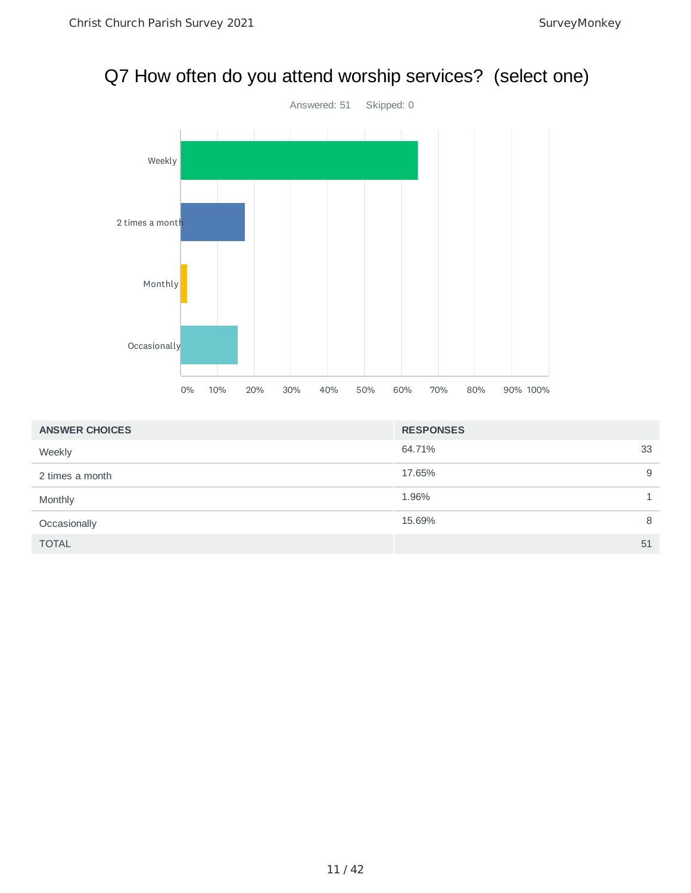# Q7 How often do you attend worship services? (select one)

Answered: 51 Skipped: 0

| ANSWER CHOICES | RESPONSES | |
|---|---|---|
| Weekly | 64.71% | 33 |
| 2 times a month | 17.65% | 9 |
| Monthly | 1.96% | 1 |
| Occasionally | 15.69% | 8 |
| TOTAL | | 51 |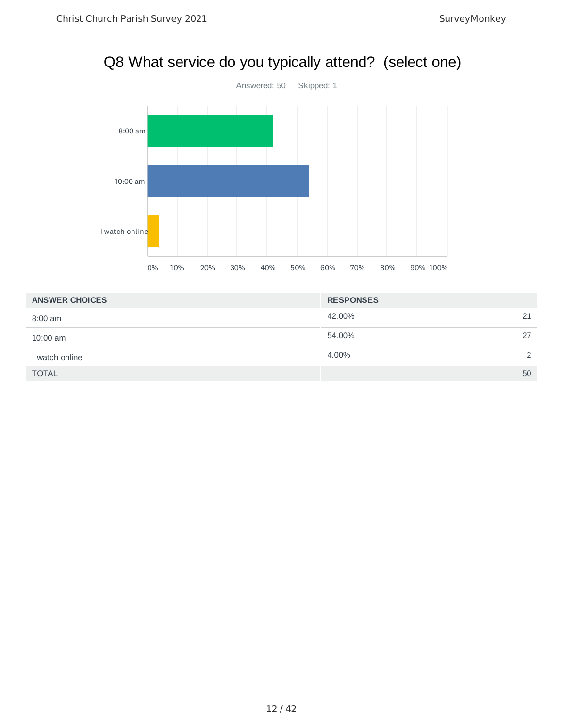# Q8 What service do you typically attend? (select one)

Answered: 50 Skipped: 1

| ANSWER CHOICES | RESPONSES | |
|---|---|---|
| 8:00 am | 42.00% | 21 |
| 10:00 am | 54.00% | 27 |
| I watch online | 4.00% | 2 |
| TOTAL | | 50 |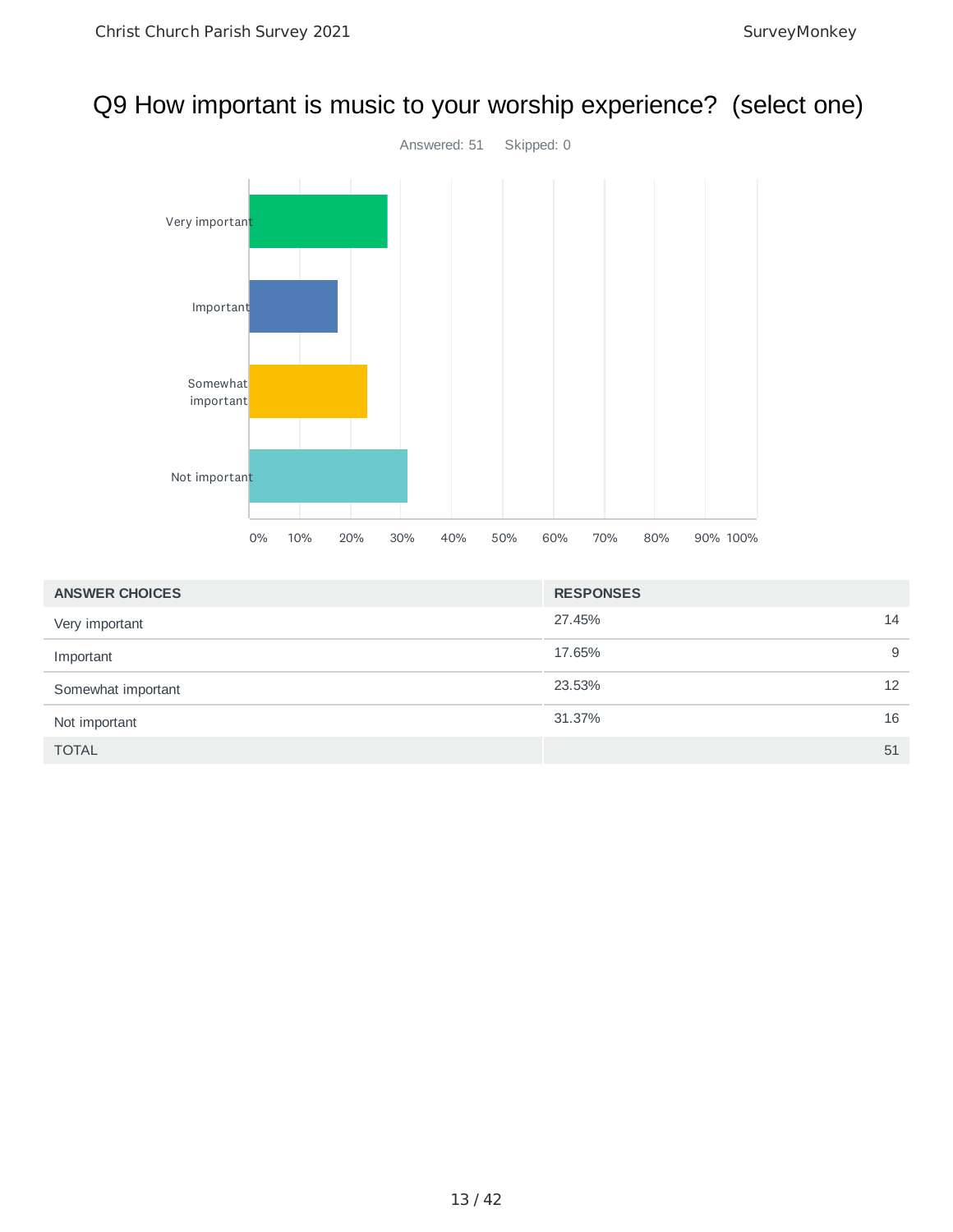# Q9 How important is music to your worship experience? (select one)

Answered: 51 Skipped: 0

| ANSWER CHOICES | RESPONSES | |
|---|---|---|
| Very important | 27.45% | 14 |
| Important | 17.65% | 9 |
| Somewhat important | 23.53% | 12 |
| Not important | 31.37% | 16 |
| TOTAL | | 51 |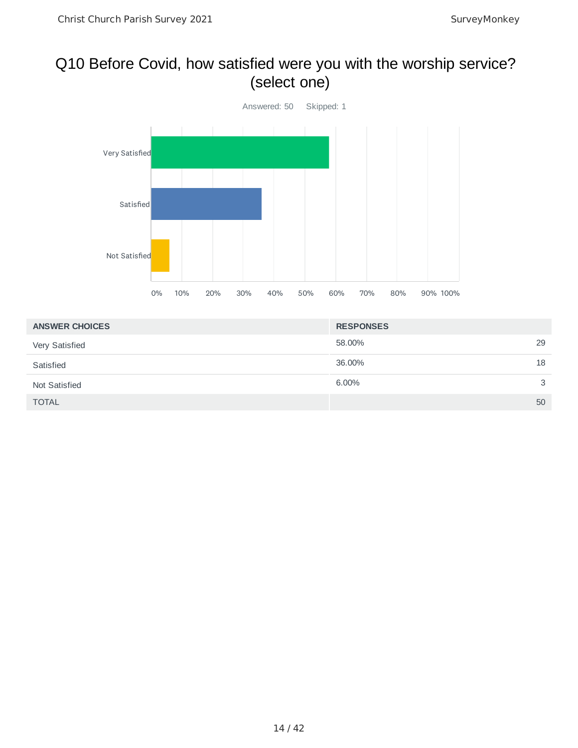# Q10 Before Covid, how satisfied were you with the worship service? (select one)

Answered: 50    Skipped: 1

| ANSWER CHOICES | RESPONSES | |
|---|---|---|
| Very Satisfied | 58.00% | 29 |
| Satisfied | 36.00% | 18 |
| Not Satisfied | 6.00% | 3 |
| TOTAL | | 50 |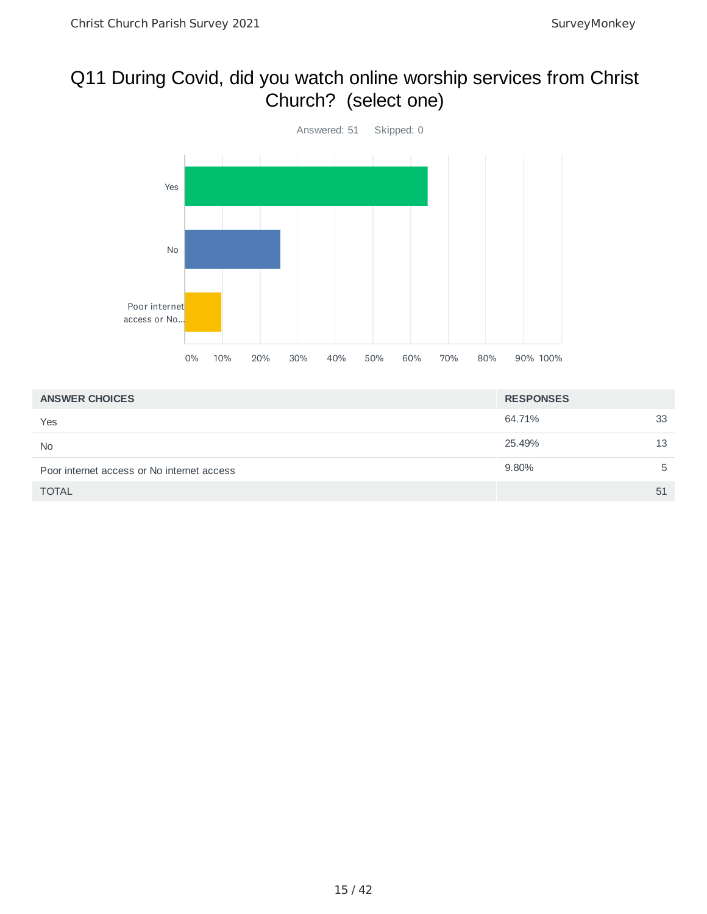# Q11 During Covid, did you watch online worship services from Christ Church? (select one)

Answered: 51 Skipped: 0

| ANSWER CHOICES | RESPONSES | |
|---|---|---|
| Yes | 64.71% | 33 |
| No | 25.49% | 13 |
| Poor internet access or No internet access | 9.80% | 5 |
| TOTAL | | 51 |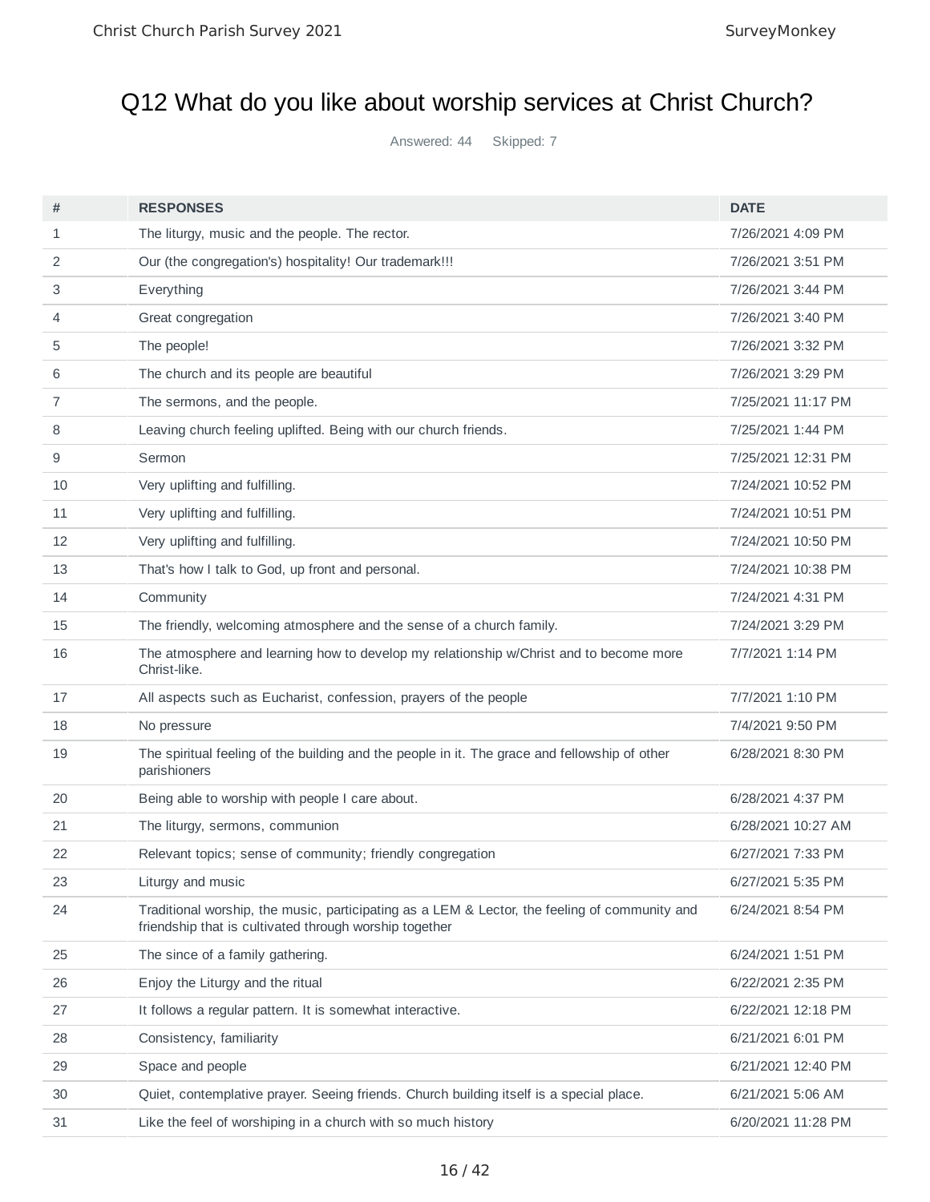# Q12 What do you like about worship services at Christ Church?

Answered: 44 Skipped: 7

| # | RESPONSES | DATE |
|---|---|---|
| 1 | The liturgy, music and the people. The rector. | 7/26/2021 4:09 PM |
| 2 | Our (the congregation's) hospitality! Our trademark!!! | 7/26/2021 3:51 PM |
| 3 | Everything | 7/26/2021 3:44 PM |
| 4 | Great congregation | 7/26/2021 3:40 PM |
| 5 | The people! | 7/26/2021 3:32 PM |
| 6 | The church and its people are beautiful | 7/26/2021 3:29 PM |
| 7 | The sermons, and the people. | 7/25/2021 11:17 PM |
| 8 | Leaving church feeling uplifted. Being with our church friends. | 7/25/2021 1:44 PM |
| 9 | Sermon | 7/25/2021 12:31 PM |
| 10 | Very uplifting and fulfilling. | 7/24/2021 10:52 PM |
| 11 | Very uplifting and fulfilling. | 7/24/2021 10:51 PM |
| 12 | Very uplifting and fulfilling. | 7/24/2021 10:50 PM |
| 13 | That's how I talk to God, up front and personal. | 7/24/2021 10:38 PM |
| 14 | Community | 7/24/2021 4:31 PM |
| 15 | The friendly, welcoming atmosphere and the sense of a church family. | 7/24/2021 3:29 PM |
| 16 | The atmosphere and learning how to develop my relationship w/Christ and to become more Christ-like. | 7/7/2021 1:14 PM |
| 17 | All aspects such as Eucharist, confession, prayers of the people | 7/7/2021 1:10 PM |
| 18 | No pressure | 7/4/2021 9:50 PM |
| 19 | The spiritual feeling of the building and the people in it. The grace and fellowship of other parishioners | 6/28/2021 8:30 PM |
| 20 | Being able to worship with people I care about. | 6/28/2021 4:37 PM |
| 21 | The liturgy, sermons, communion | 6/28/2021 10:27 AM |
| 22 | Relevant topics; sense of community; friendly congregation | 6/27/2021 7:33 PM |
| 23 | Liturgy and music | 6/27/2021 5:35 PM |
| 24 | Traditional worship, the music, participating as a LEM & Lector, the feeling of community and friendship that is cultivated through worship together | 6/24/2021 8:54 PM |
| 25 | The since of a family gathering. | 6/24/2021 1:51 PM |
| 26 | Enjoy the Liturgy and the ritual | 6/22/2021 2:35 PM |
| 27 | It follows a regular pattern. It is somewhat interactive. | 6/22/2021 12:18 PM |
| 28 | Consistency, familiarity | 6/21/2021 6:01 PM |
| 29 | Space and people | 6/21/2021 12:40 PM |
| 30 | Quiet, contemplative prayer. Seeing friends. Church building itself is a special place. | 6/21/2021 5:06 AM |
| 31 | Like the feel of worshiping in a church with so much history | 6/20/2021 11:28 PM |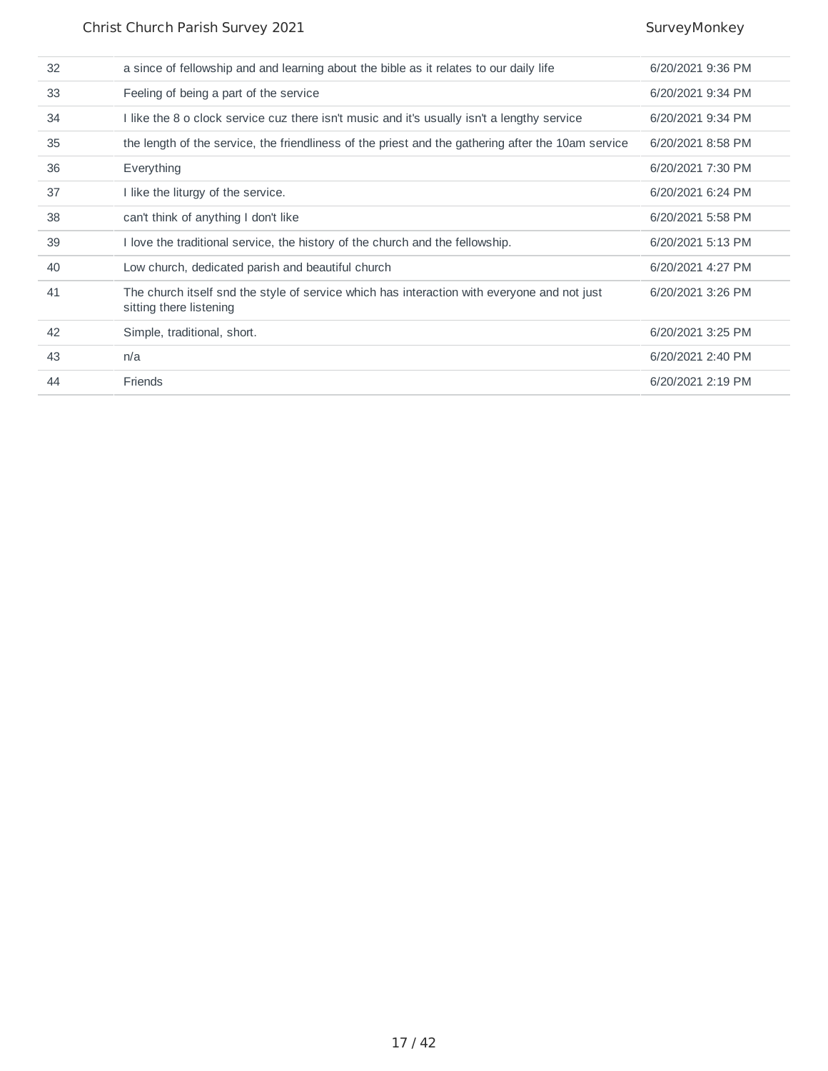| | | |
|---|---|---|
| 32 | a since of fellowship and and learning about the bible as it relates to our daily life | 6/20/2021 9:36 PM |
| 33 | Feeling of being a part of the service | 6/20/2021 9:34 PM |
| 34 | I like the 8 o clock service cuz there isn't music and it's usually isn't a lengthy service | 6/20/2021 9:34 PM |
| 35 | the length of the service, the friendliness of the priest and the gathering after the 10am service | 6/20/2021 8:58 PM |
| 36 | Everything | 6/20/2021 7:30 PM |
| 37 | I like the liturgy of the service. | 6/20/2021 6:24 PM |
| 38 | can't think of anything I don't like | 6/20/2021 5:58 PM |
| 39 | I love the traditional service, the history of the church and the fellowship. | 6/20/2021 5:13 PM |
| 40 | Low church, dedicated parish and beautiful church | 6/20/2021 4:27 PM |
| 41 | The church itself snd the style of service which has interaction with everyone and not just sitting there listening | 6/20/2021 3:26 PM |
| 42 | Simple, traditional, short. | 6/20/2021 3:25 PM |
| 43 | n/a | 6/20/2021 2:40 PM |
| 44 | Friends | 6/20/2021 2:19 PM |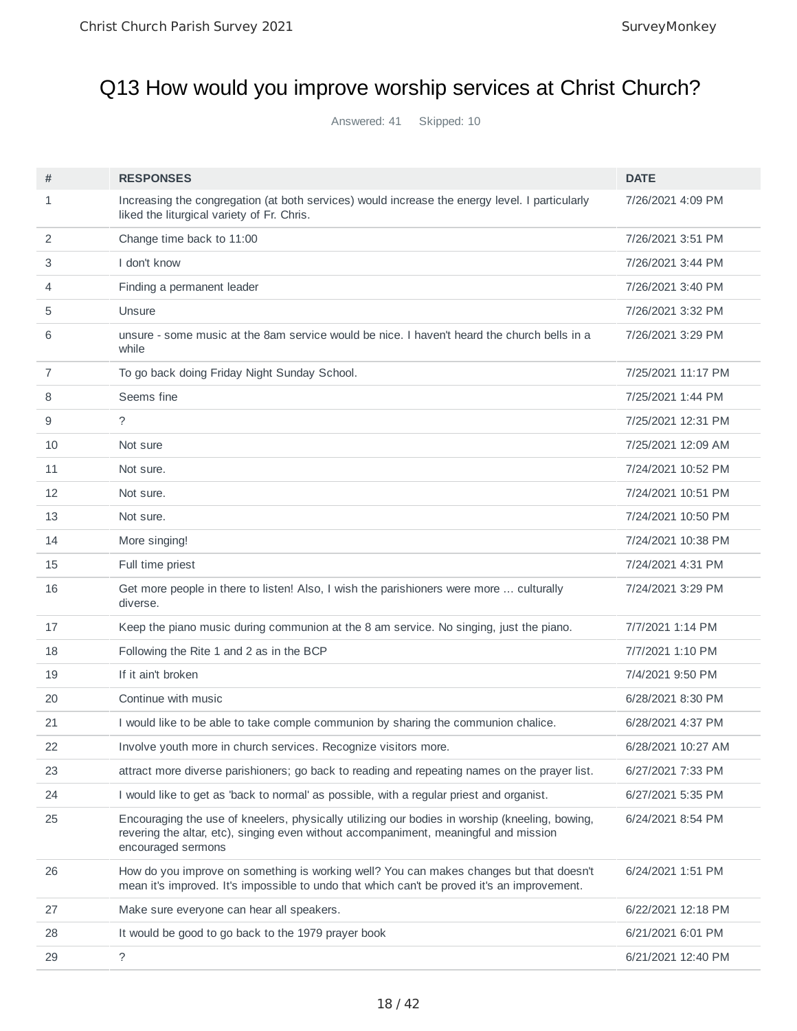# Q13 How would you improve worship services at Christ Church?

Answered: 41 Skipped: 10

| # | RESPONSES | DATE |
|---|---|---|
| 1 | Increasing the congregation (at both services) would increase the energy level. I particularly liked the liturgical variety of Fr. Chris. | 7/26/2021 4:09 PM |
| 2 | Change time back to 11:00 | 7/26/2021 3:51 PM |
| 3 | I don't know | 7/26/2021 3:44 PM |
| 4 | Finding a permanent leader | 7/26/2021 3:40 PM |
| 5 | Unsure | 7/26/2021 3:32 PM |
| 6 | unsure - some music at the 8am service would be nice. I haven't heard the church bells in a while | 7/26/2021 3:29 PM |
| 7 | To go back doing Friday Night Sunday School. | 7/25/2021 11:17 PM |
| 8 | Seems fine | 7/25/2021 1:44 PM |
| 9 | ? | 7/25/2021 12:31 PM |
| 10 | Not sure | 7/25/2021 12:09 AM |
| 11 | Not sure. | 7/24/2021 10:52 PM |
| 12 | Not sure. | 7/24/2021 10:51 PM |
| 13 | Not sure. | 7/24/2021 10:50 PM |
| 14 | More singing! | 7/24/2021 10:38 PM |
| 15 | Full time priest | 7/24/2021 4:31 PM |
| 16 | Get more people in there to listen! Also, I wish the parishioners were more ... culturally diverse. | 7/24/2021 3:29 PM |
| 17 | Keep the piano music during communion at the 8 am service. No singing, just the piano. | 7/7/2021 1:14 PM |
| 18 | Following the Rite 1 and 2 as in the BCP | 7/7/2021 1:10 PM |
| 19 | If it ain't broken | 7/4/2021 9:50 PM |
| 20 | Continue with music | 6/28/2021 8:30 PM |
| 21 | I would like to be able to take comple communion by sharing the communion chalice. | 6/28/2021 4:37 PM |
| 22 | Involve youth more in church services. Recognize visitors more. | 6/28/2021 10:27 AM |
| 23 | attract more diverse parishioners; go back to reading and repeating names on the prayer list. | 6/27/2021 7:33 PM |
| 24 | I would like to get as 'back to normal' as possible, with a regular priest and organist. | 6/27/2021 5:35 PM |
| 25 | Encouraging the use of kneelers, physically utilizing our bodies in worship (kneeling, bowing, revering the altar, etc), singing even without accompaniment, meaningful and mission encouraged sermons | 6/24/2021 8:54 PM |
| 26 | How do you improve on something is working well? You can makes changes but that doesn't mean it's improved. It's impossible to undo that which can't be proved it's an improvement. | 6/24/2021 1:51 PM |
| 27 | Make sure everyone can hear all speakers. | 6/22/2021 12:18 PM |
| 28 | It would be good to go back to the 1979 prayer book | 6/21/2021 6:01 PM |
| 29 | ? | 6/21/2021 12:40 PM |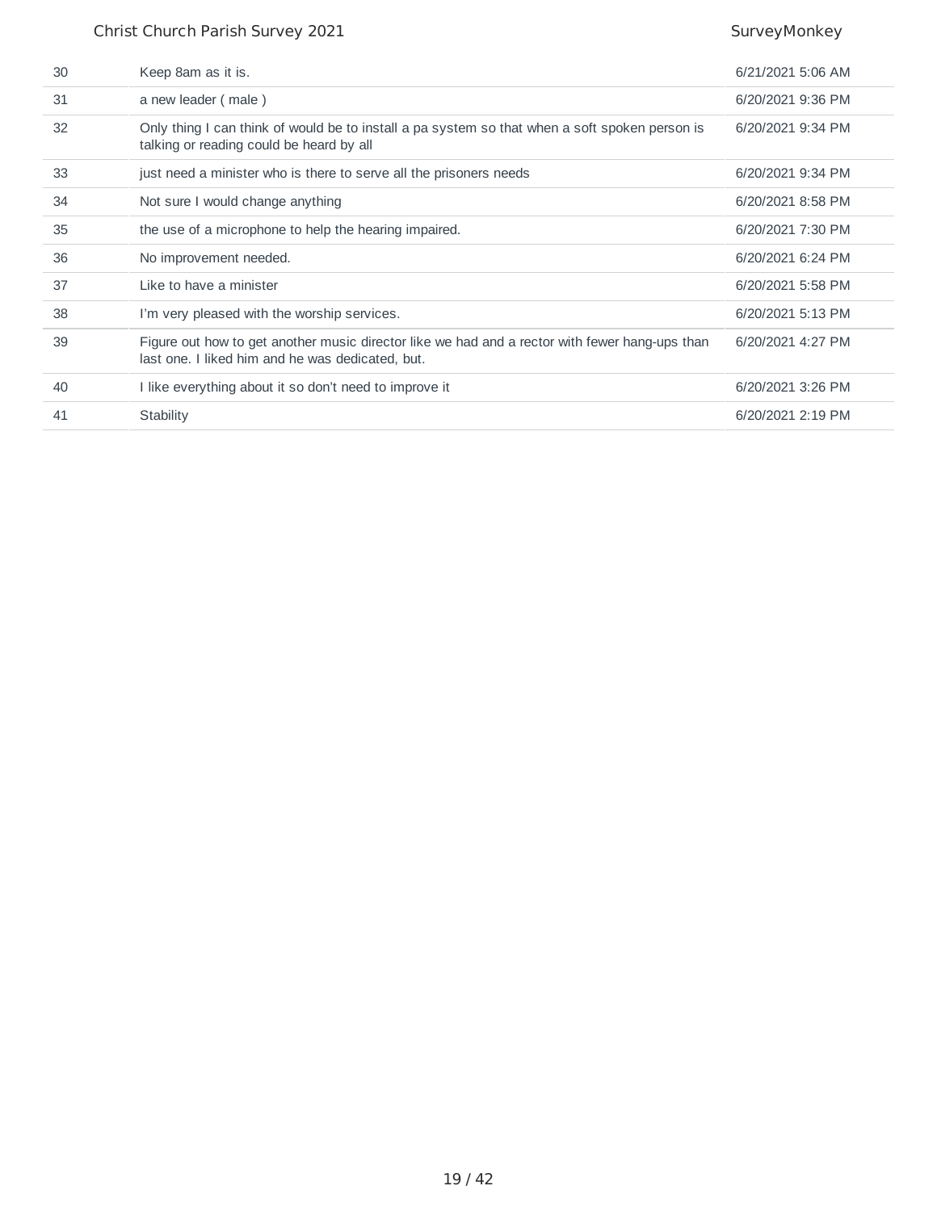| | | |
|---|---|---|
| 30 | Keep 8am as it is. | 6/21/2021 5:06 AM |
| 31 | a new leader ( male ) | 6/20/2021 9:36 PM |
| 32 | Only thing I can think of would be to install a pa system so that when a soft spoken person is talking or reading could be heard by all | 6/20/2021 9:34 PM |
| 33 | just need a minister who is there to serve all the prisoners needs | 6/20/2021 9:34 PM |
| 34 | Not sure I would change anything | 6/20/2021 8:58 PM |
| 35 | the use of a microphone to help the hearing impaired. | 6/20/2021 7:30 PM |
| 36 | No improvement needed. | 6/20/2021 6:24 PM |
| 37 | Like to have a minister | 6/20/2021 5:58 PM |
| 38 | I'm very pleased with the worship services. | 6/20/2021 5:13 PM |
| 39 | Figure out how to get another music director like we had and a rector with fewer hang-ups than last one. I liked him and he was dedicated, but. | 6/20/2021 4:27 PM |
| 40 | I like everything about it so don't need to improve it | 6/20/2021 3:26 PM |
| 41 | Stability | 6/20/2021 2:19 PM |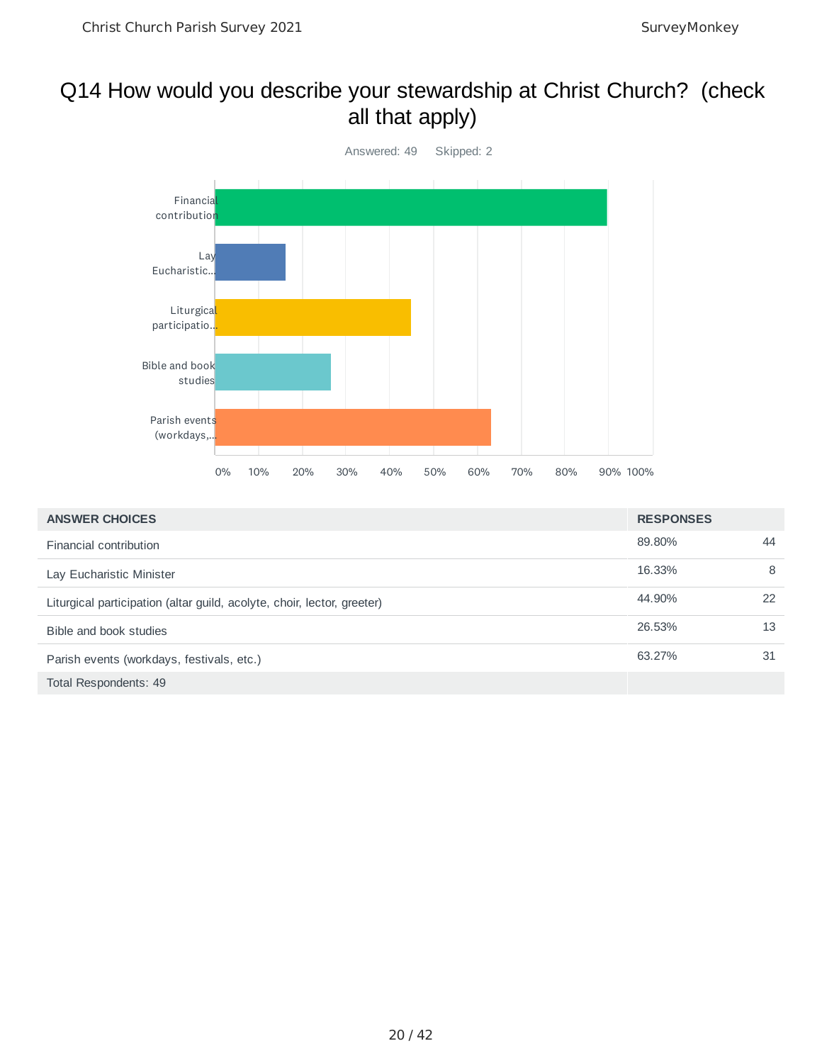# Q14 How would you describe your stewardship at Christ Church? (check all that apply)

Answered: 49 Skipped: 2

| ANSWER CHOICES | RESPONSES | |
|---|---|---|
| Financial contribution | 89.80% | 44 |
| Lay Eucharistic Minister | 16.33% | 8 |
| Liturgical participation (altar guild, acolyte, choir, lector, greeter) | 44.90% | 22 |
| Bible and book studies | 26.53% | 13 |
| Parish events (workdays, festivals, etc.) | 63.27% | 31 |
| Total Respondents: 49 | | |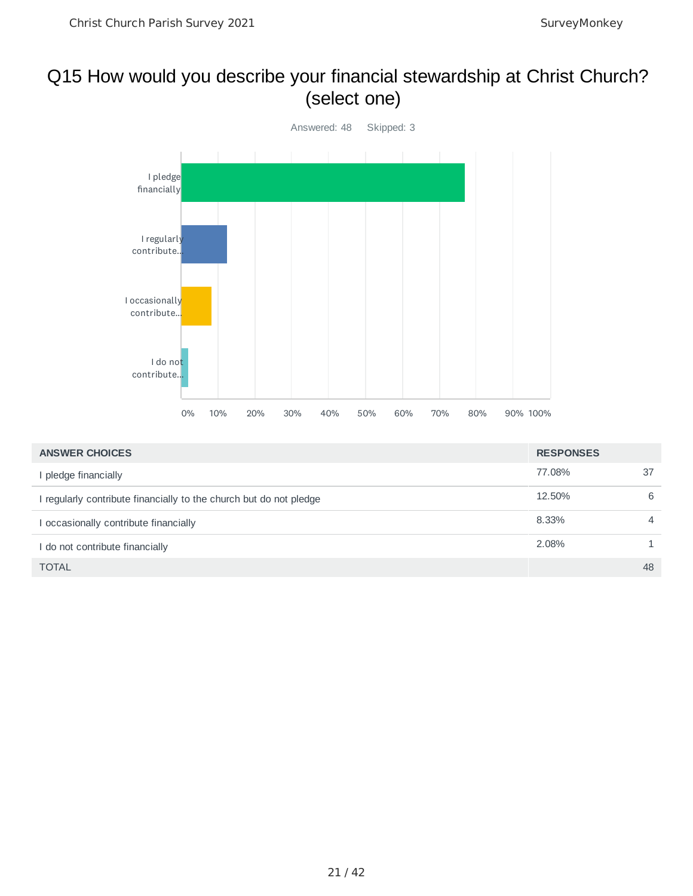# Q15 How would you describe your financial stewardship at Christ Church? (select one)

Answered: 48 Skipped: 3

| ANSWER CHOICES | RESPONSES | |
|---|---|---|
| I pledge financially | 77.08% | 37 |
| I regularly contribute financially to the church but do not pledge | 12.50% | 6 |
| I occasionally contribute financially | 8.33% | 4 |
| I do not contribute financially | 2.08% | 1 |
| TOTAL | | 48 |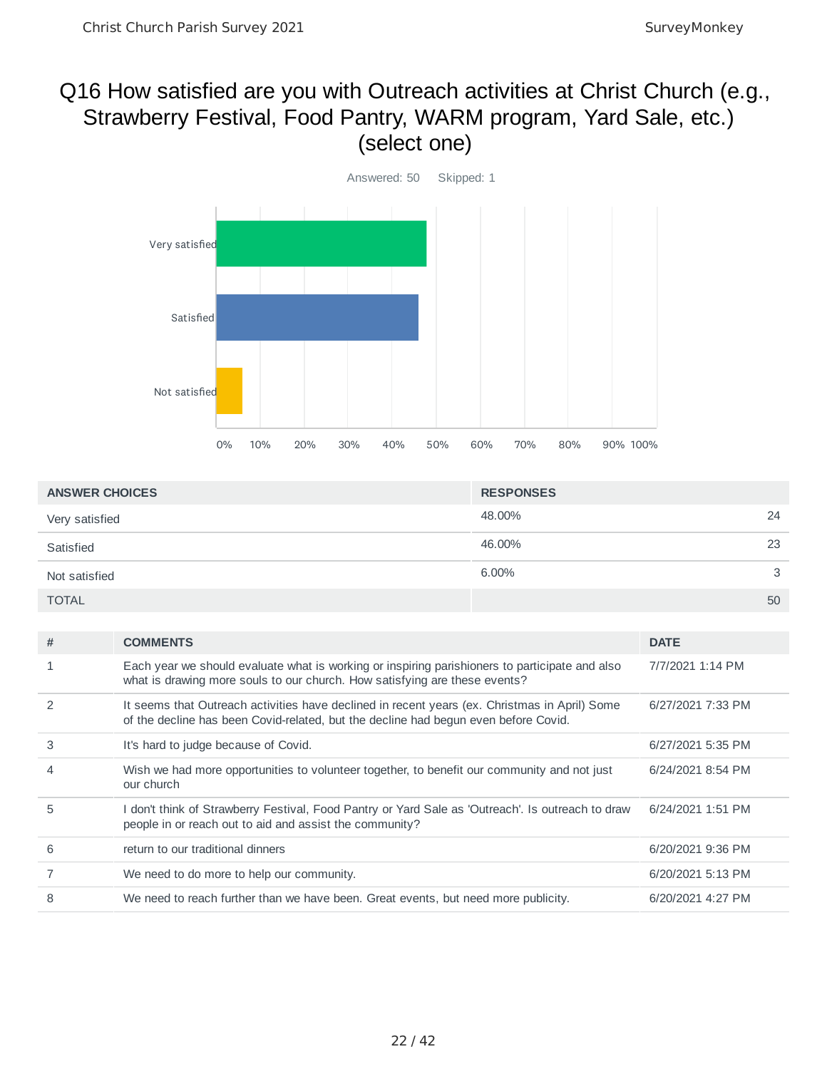# Q16 How satisfied are you with Outreach activities at Christ Church (e.g., Strawberry Festival, Food Pantry, WARM program, Yard Sale, etc.) (select one)

Answered: 50    Skipped: 1

| ANSWER CHOICES | RESPONSES | |
|---|---|---|
| Very satisfied | 48.00% | 24 |
| Satisfied | 46.00% | 23 |
| Not satisfied | 6.00% | 3 |
| TOTAL | | 50 |

| # | COMMENTS | DATE |
|---|---|---|
| 1 | Each year we should evaluate what is working or inspiring parishioners to participate and also what is drawing more souls to our church. How satisfying are these events? | 7/7/2021 1:14 PM |
| 2 | It seems that Outreach activities have declined in recent years (ex. Christmas in April) Some of the decline has been Covid-related, but the decline had begun even before Covid. | 6/27/2021 7:33 PM |
| 3 | It's hard to judge because of Covid. | 6/27/2021 5:35 PM |
| 4 | Wish we had more opportunities to volunteer together, to benefit our community and not just our church | 6/24/2021 8:54 PM |
| 5 | I don't think of Strawberry Festival, Food Pantry or Yard Sale as 'Outreach'. Is outreach to draw people in or reach out to aid and assist the community? | 6/24/2021 1:51 PM |
| 6 | return to our traditional dinners | 6/20/2021 9:36 PM |
| 7 | We need to do more to help our community. | 6/20/2021 5:13 PM |
| 8 | We need to reach further than we have been. Great events, but need more publicity. | 6/20/2021 4:27 PM |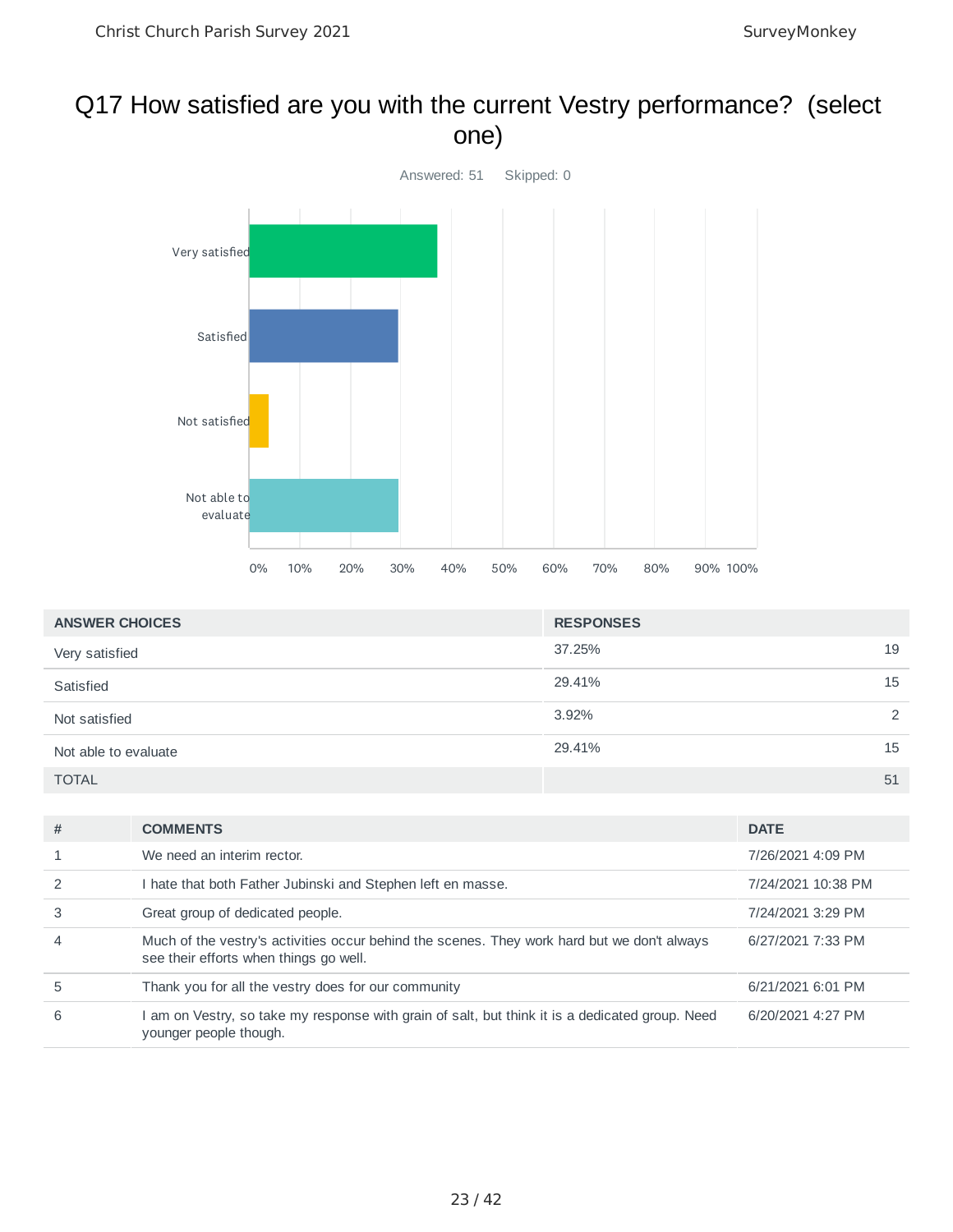# Q17 How satisfied are you with the current Vestry performance? (select one)

Answered: 51 Skipped: 0

| ANSWER CHOICES | RESPONSES | |
|---|---|---|
| Very satisfied | 37.25% | 19 |
| Satisfied | 29.41% | 15 |
| Not satisfied | 3.92% | 2 |
| Not able to evaluate | 29.41% | 15 |
| TOTAL | | 51 |

| # | COMMENTS | DATE |
|---|---|---|
| 1 | We need an interim rector. | 7/26/2021 4:09 PM |
| 2 | I hate that both Father Jubinski and Stephen left en masse. | 7/24/2021 10:38 PM |
| 3 | Great group of dedicated people. | 7/24/2021 3:29 PM |
| 4 | Much of the vestry's activities occur behind the scenes. They work hard but we don't always see their efforts when things go well. | 6/27/2021 7:33 PM |
| 5 | Thank you for all the vestry does for our community | 6/21/2021 6:01 PM |
| 6 | I am on Vestry, so take my response with grain of salt, but think it is a dedicated group. Need younger people though. | 6/20/2021 4:27 PM |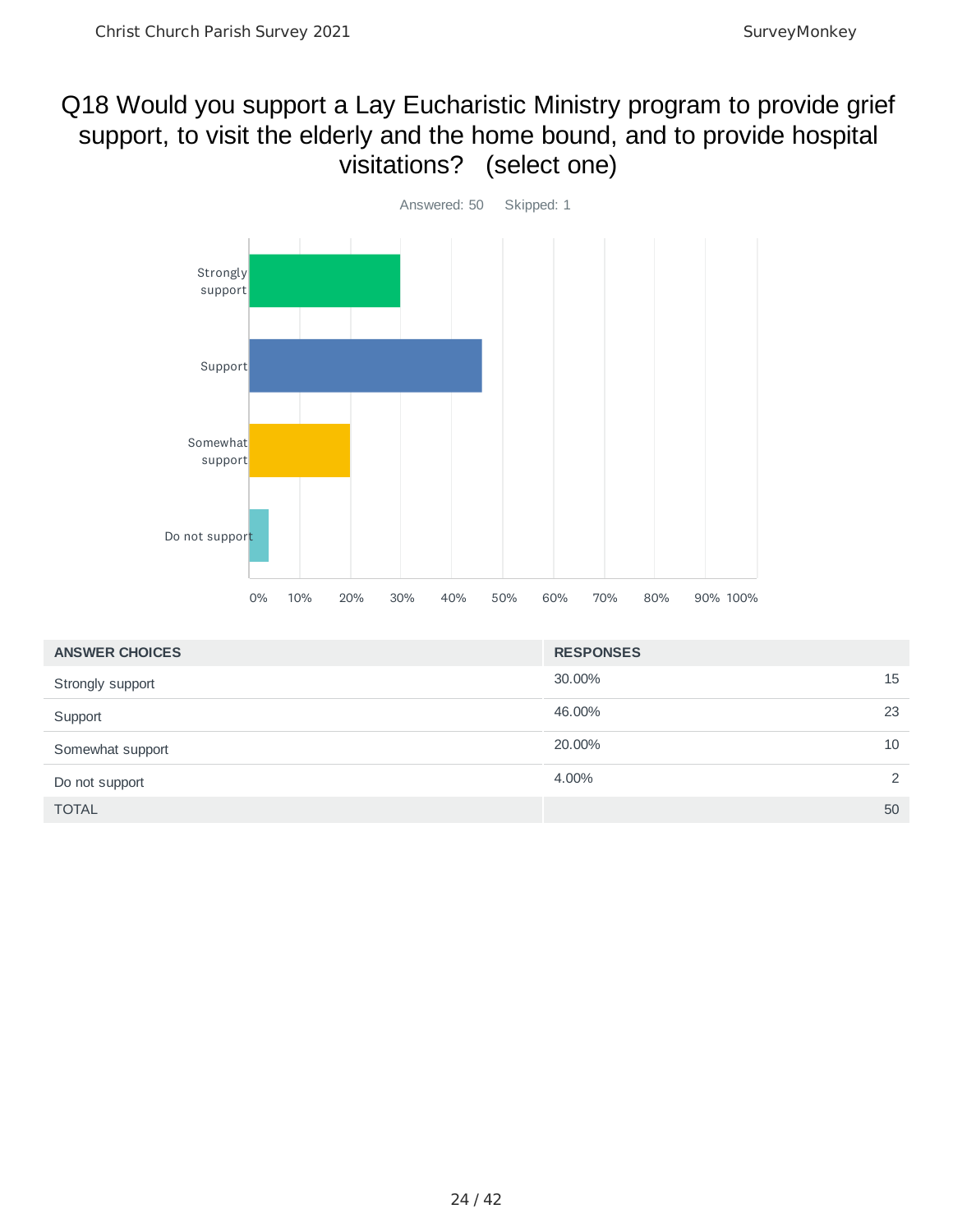# Q18 Would you support a Lay Eucharistic Ministry program to provide grief support, to visit the elderly and the home bound, and to provide hospital visitations? (select one)

Answered: 50 Skipped: 1

| ANSWER CHOICES | RESPONSES | |
|---|---|---|
| Strongly support | 30.00% | 15 |
| Support | 46.00% | 23 |
| Somewhat support | 20.00% | 10 |
| Do not support | 4.00% | 2 |
| TOTAL | | 50 |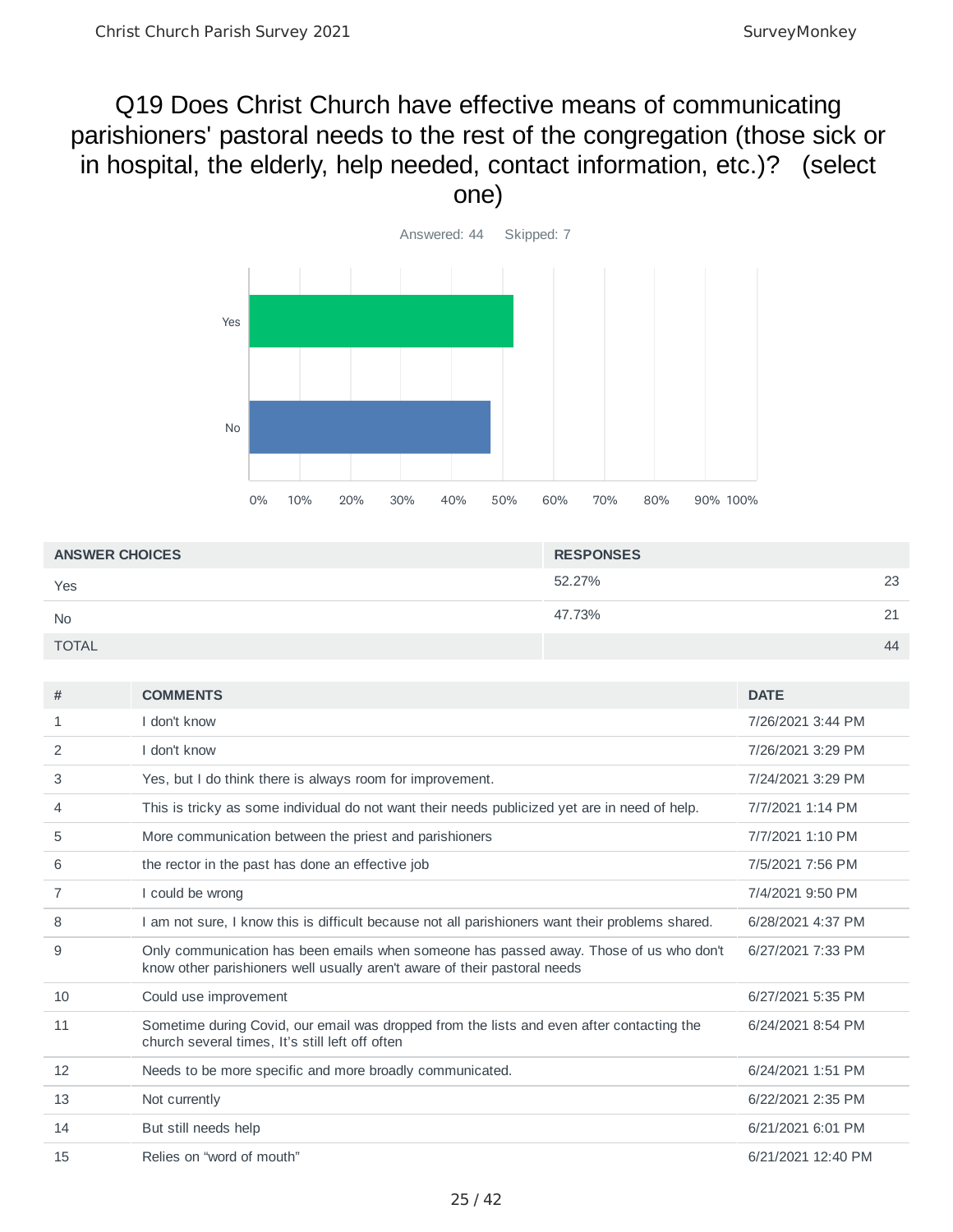## Q19 Does Christ Church have effective means of communicating parishioners' pastoral needs to the rest of the congregation (those sick or in hospital, the elderly, help needed, contact information, etc.)? (select one)

Answered: 44 Skipped: 7

| ANSWER CHOICES | RESPONSES | |
|---|---|---|
| Yes | 52.27% | 23 |
| No | 47.73% | 21 |
| TOTAL | | 44 |

| # | COMMENTS | DATE |
|---|---|---|
| 1 | I don't know | 7/26/2021 3:44 PM |
| 2 | I don't know | 7/26/2021 3:29 PM |
| 3 | Yes, but I do think there is always room for improvement. | 7/24/2021 3:29 PM |
| 4 | This is tricky as some individual do not want their needs publicized yet are in need of help. | 7/7/2021 1:14 PM |
| 5 | More communication between the priest and parishioners | 7/7/2021 1:10 PM |
| 6 | the rector in the past has done an effective job | 7/5/2021 7:56 PM |
| 7 | I could be wrong | 7/4/2021 9:50 PM |
| 8 | I am not sure, I know this is difficult because not all parishioners want their problems shared. | 6/28/2021 4:37 PM |
| 9 | Only communication has been emails when someone has passed away. Those of us who don't know other parishioners well usually aren't aware of their pastoral needs | 6/27/2021 7:33 PM |
| 10 | Could use improvement | 6/27/2021 5:35 PM |
| 11 | Sometime during Covid, our email was dropped from the lists and even after contacting the church several times, It's still left off often | 6/24/2021 8:54 PM |
| 12 | Needs to be more specific and more broadly communicated. | 6/24/2021 1:51 PM |
| 13 | Not currently | 6/22/2021 2:35 PM |
| 14 | But still needs help | 6/21/2021 6:01 PM |
| 15 | Relies on "word of mouth" | 6/21/2021 12:40 PM |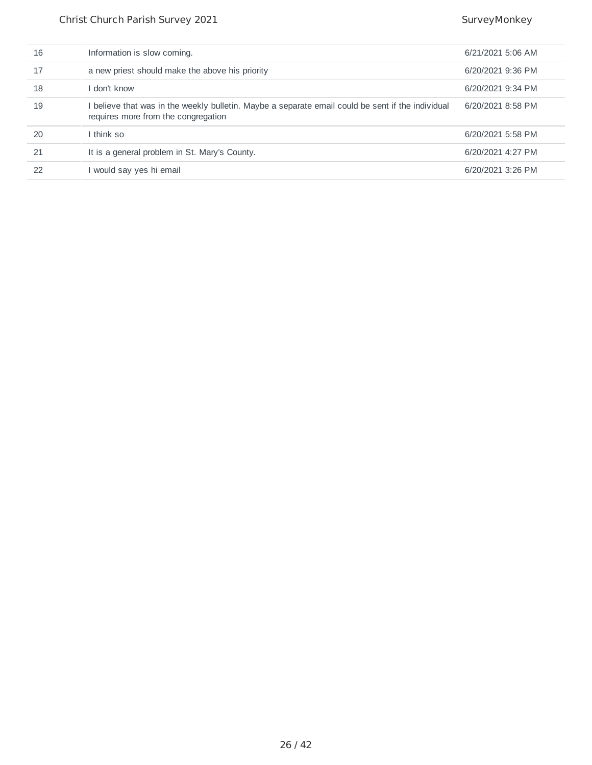| | | |
|---|---|---|
| 16 | Information is slow coming. | 6/21/2021 5:06 AM |
| 17 | a new priest should make the above his priority | 6/20/2021 9:36 PM |
| 18 | I don't know | 6/20/2021 9:34 PM |
| 19 | I believe that was in the weekly bulletin. Maybe a separate email could be sent if the individual requires more from the congregation | 6/20/2021 8:58 PM |
| 20 | I think so | 6/20/2021 5:58 PM |
| 21 | It is a general problem in St. Mary's County. | 6/20/2021 4:27 PM |
| 22 | I would say yes hi email | 6/20/2021 3:26 PM |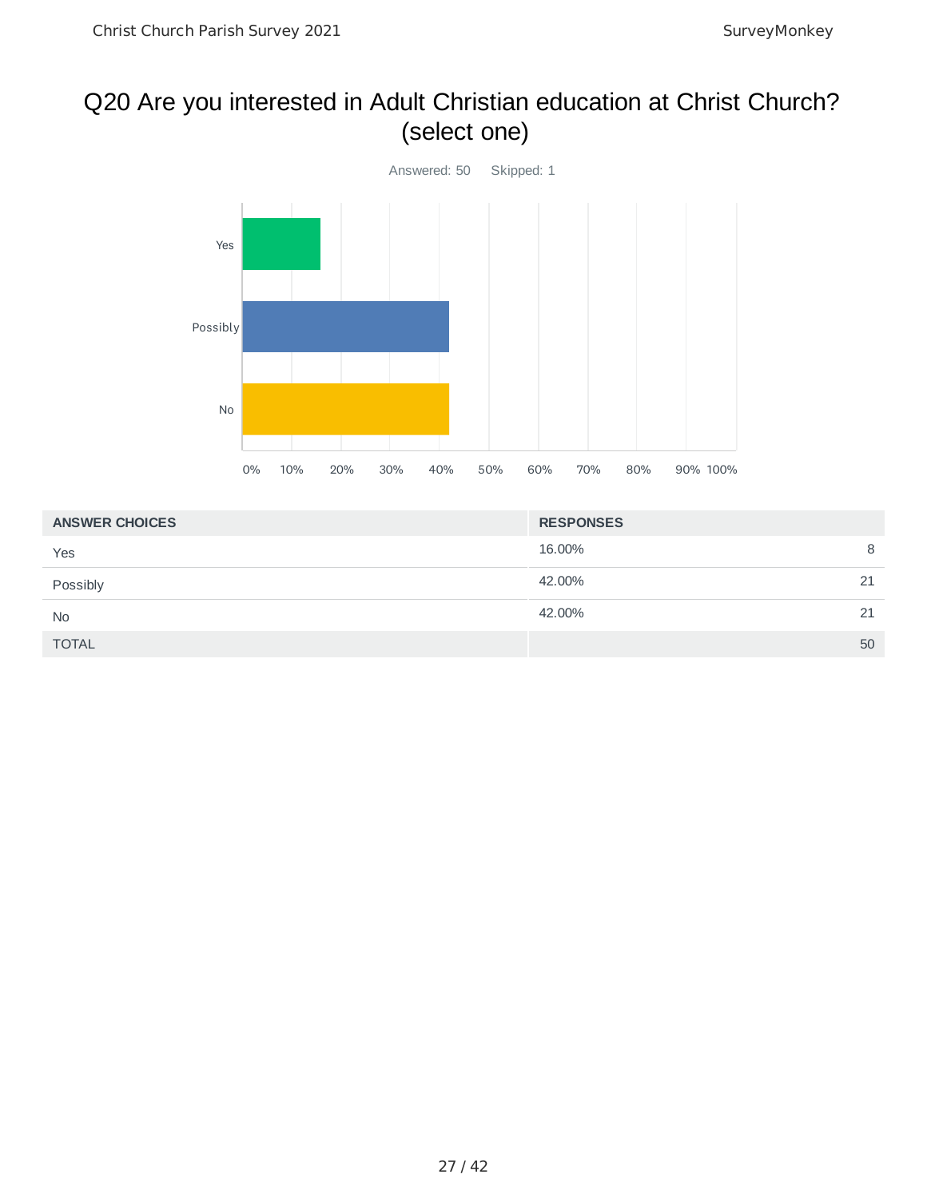# Q20 Are you interested in Adult Christian education at Christ Church? (select one)

Answered: 50    Skipped: 1

| ANSWER CHOICES | RESPONSES | |
|---|---|---|
| Yes | 16.00% | 8 |
| Possibly | 42.00% | 21 |
| No | 42.00% | 21 |
| TOTAL | | 50 |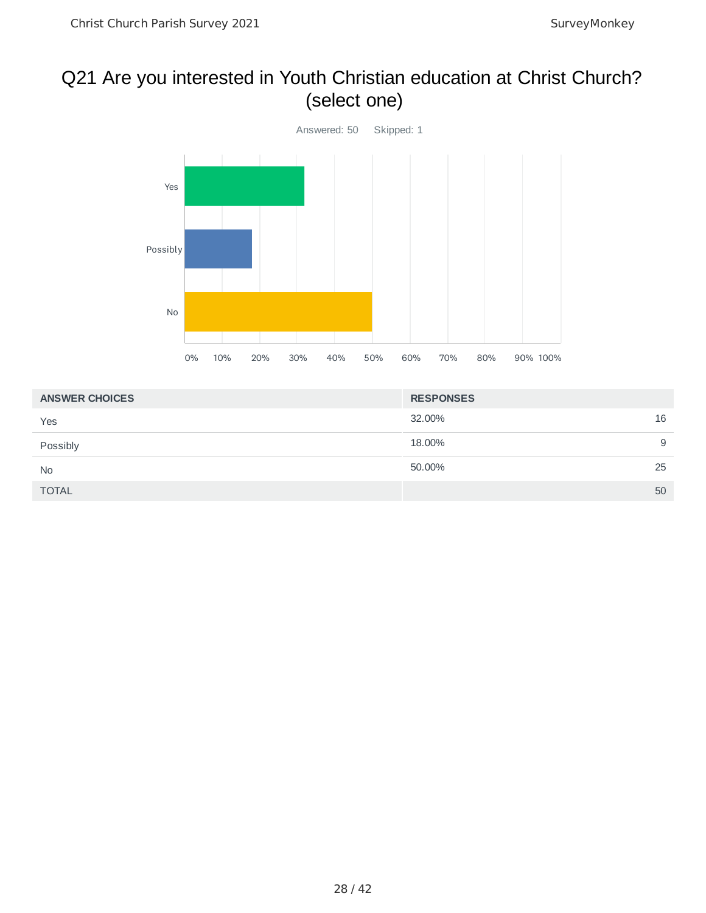# Q21 Are you interested in Youth Christian education at Christ Church? (select one)

Answered: 50 Skipped: 1

| ANSWER CHOICES | RESPONSES | |
|---|---|---|
| Yes | 32.00% | 16 |
| Possibly | 18.00% | 9 |
| No | 50.00% | 25 |
| TOTAL | | 50 |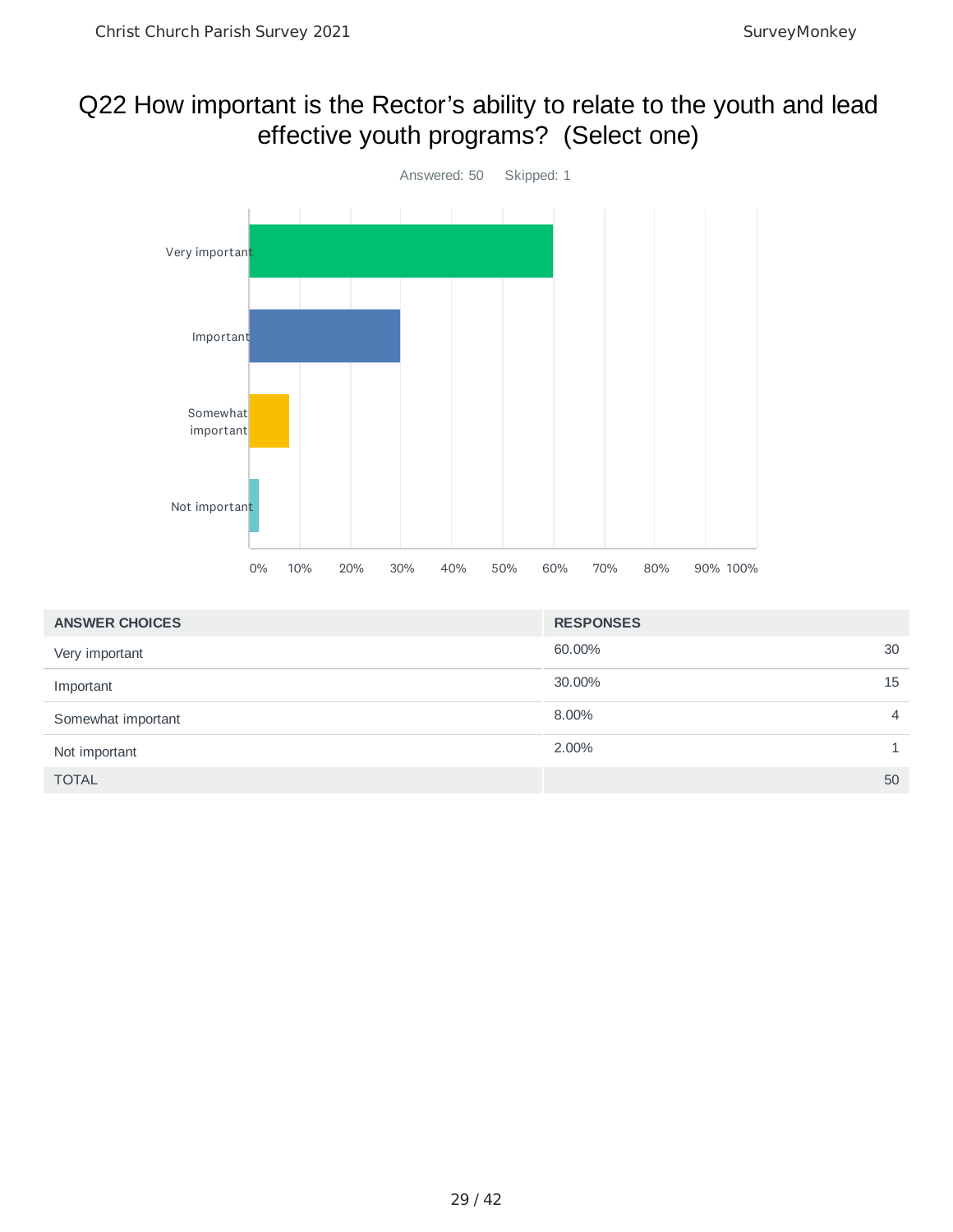# Q22 How important is the Rector's ability to relate to the youth and lead effective youth programs? (Select one)

Answered: 50 Skipped: 1

| ANSWER CHOICES | RESPONSES | |
|---|---|---|
| Very important | 60.00% | 30 |
| Important | 30.00% | 15 |
| Somewhat important | 8.00% | 4 |
| Not important | 2.00% | 1 |
| TOTAL | | 50 |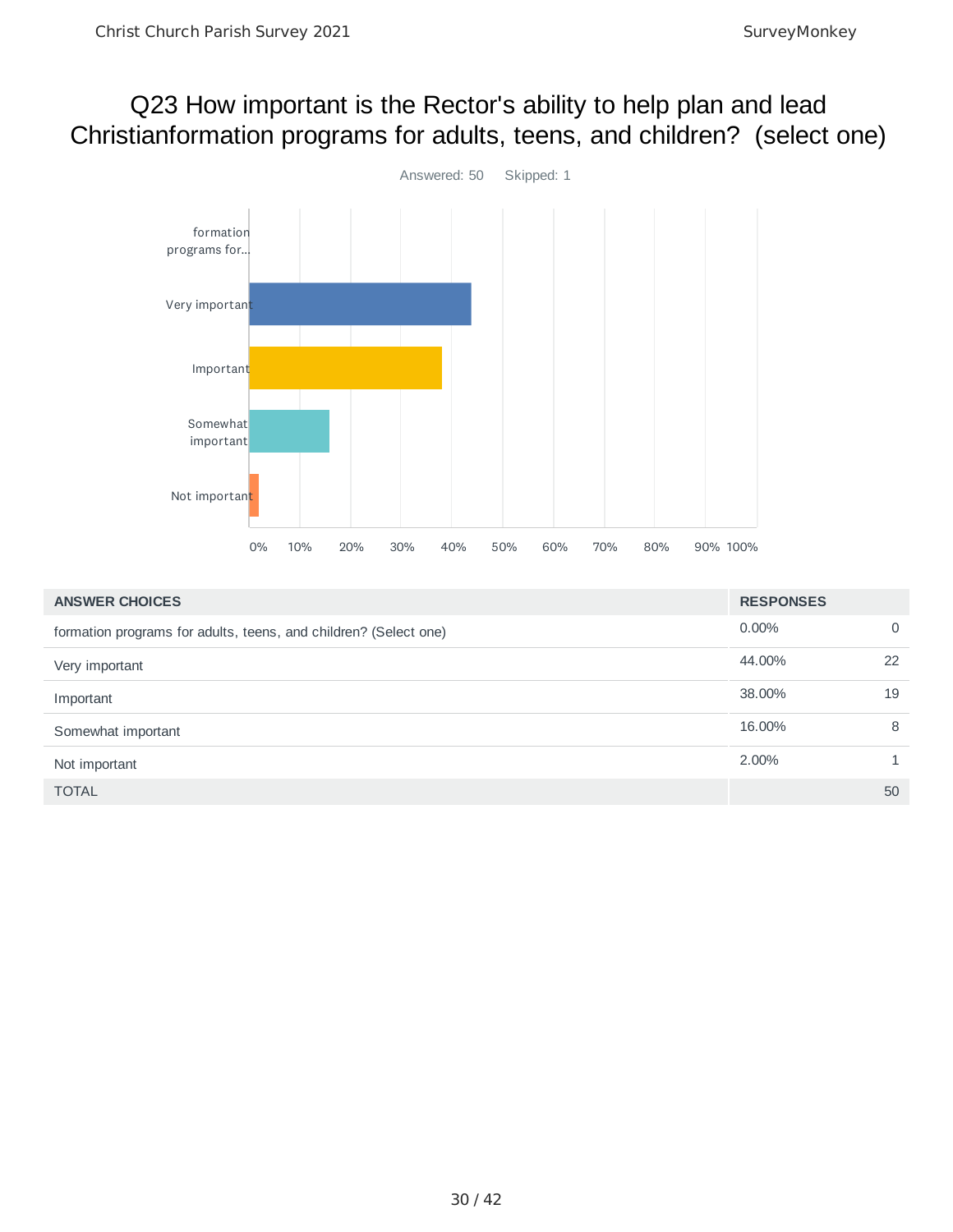# Q23 How important is the Rector's ability to help plan and lead Christianformation programs for adults, teens, and children? (select one)

Answered: 50 Skipped: 1

| ANSWER CHOICES | RESPONSES | |
|---|---|---|
| formation programs for adults, teens, and children? (Select one) | 0.00% | 0 |
| Very important | 44.00% | 22 |
| Important | 38.00% | 19 |
| Somewhat important | 16.00% | 8 |
| Not important | 2.00% | 1 |
| TOTAL | | 50 |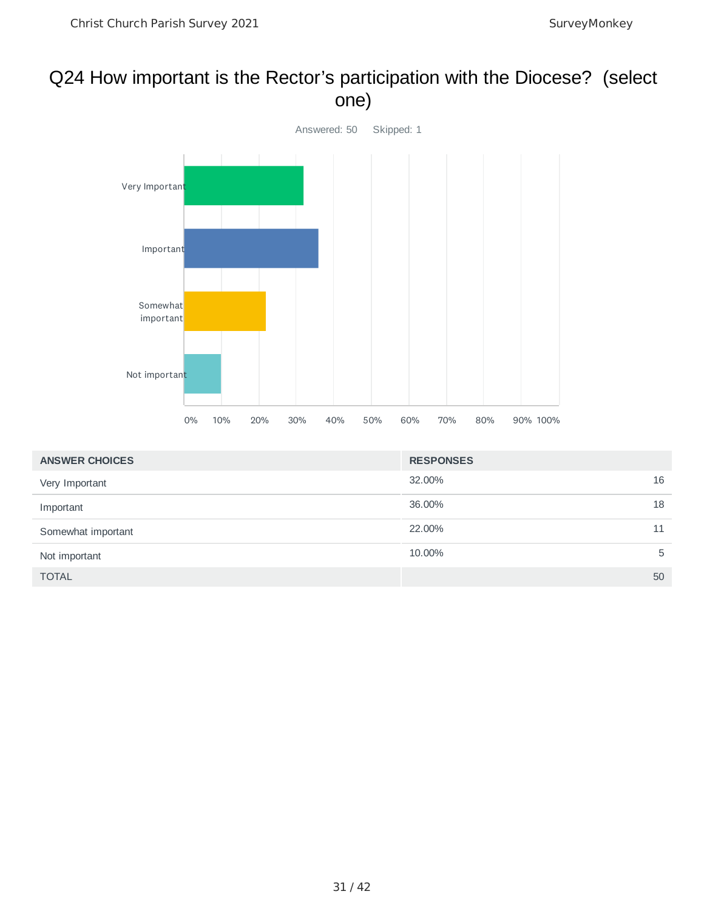# Q24 How important is the Rector's participation with the Diocese? (select one)

Answered: 50 Skipped: 1

| ANSWER CHOICES | RESPONSES | |
|---|---|---|
| Very Important | 32.00% | 16 |
| Important | 36.00% | 18 |
| Somewhat important | 22.00% | 11 |
| Not important | 10.00% | 5 |
| TOTAL | | 50 |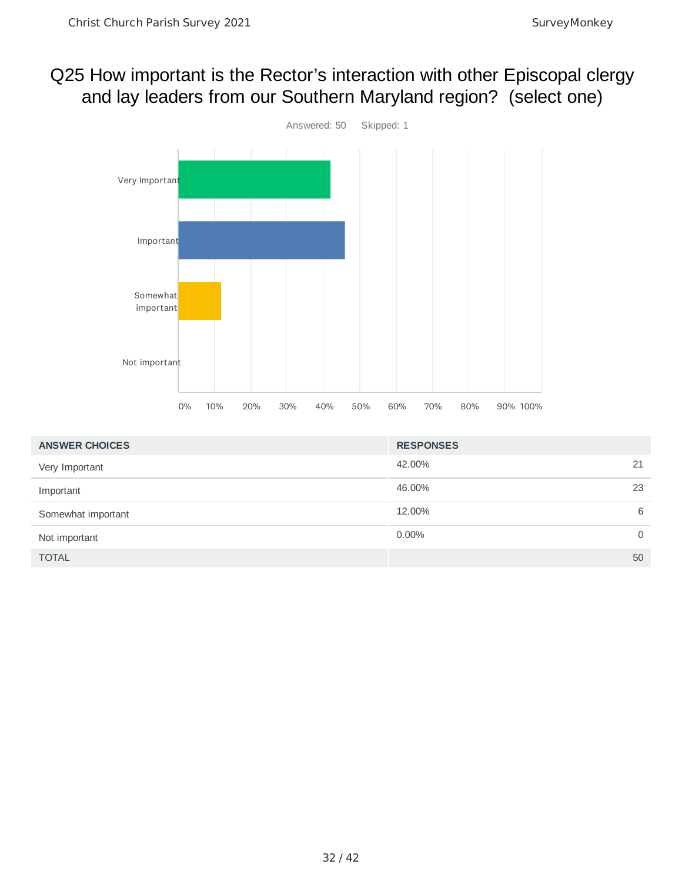# Q25 How important is the Rector's interaction with other Episcopal clergy and lay leaders from our Southern Maryland region? (select one)

Answered: 50 Skipped: 1

| ANSWER CHOICES | RESPONSES | |
|---|---|---|
| Very Important | 42.00% | 21 |
| Important | 46.00% | 23 |
| Somewhat important | 12.00% | 6 |
| Not important | 0.00% | 0 |
| TOTAL | | 50 |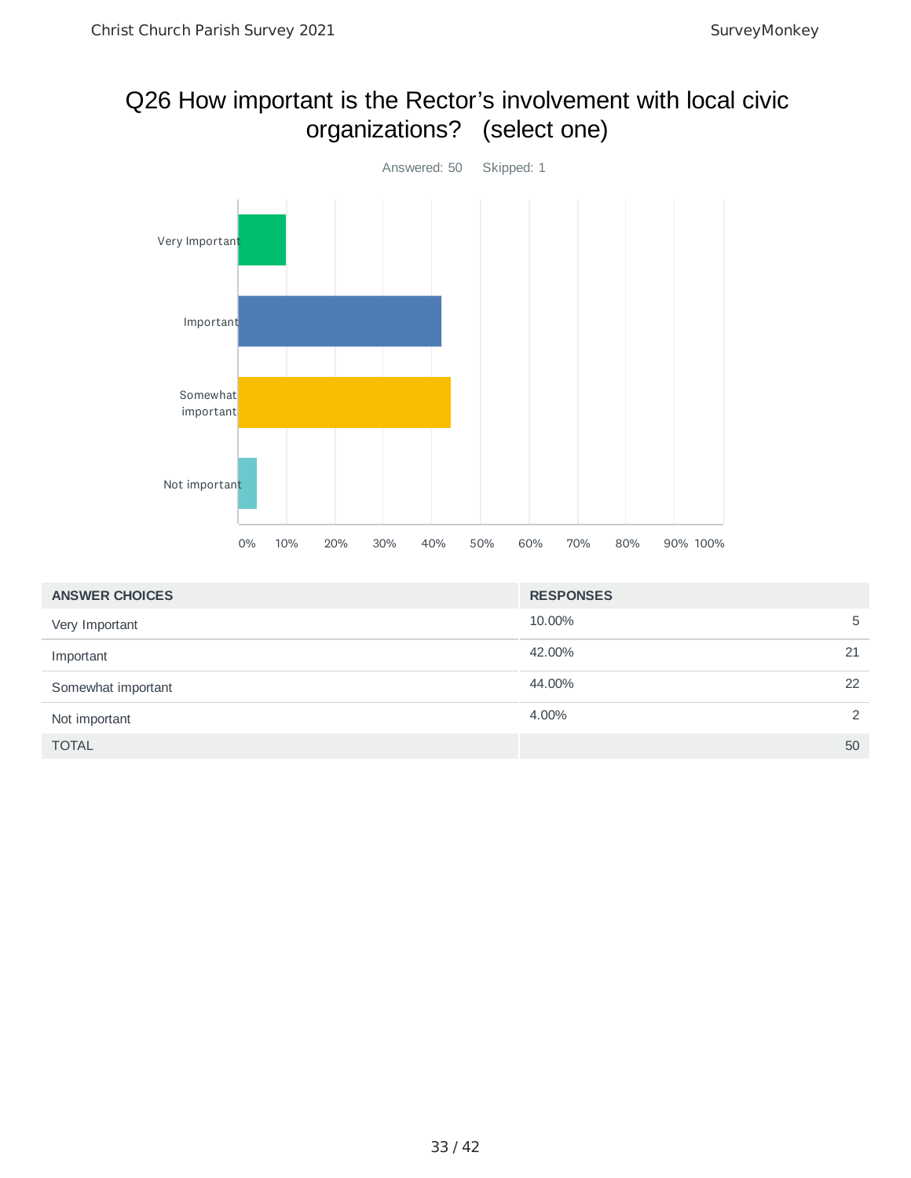# Q26 How important is the Rector's involvement with local civic organizations? (select one)

Answered: 50 Skipped: 1

| ANSWER CHOICES | RESPONSES | |
|---|---|---|
| Very Important | 10.00% | 5 |
| Important | 42.00% | 21 |
| Somewhat important | 44.00% | 22 |
| Not important | 4.00% | 2 |
| TOTAL | | 50 |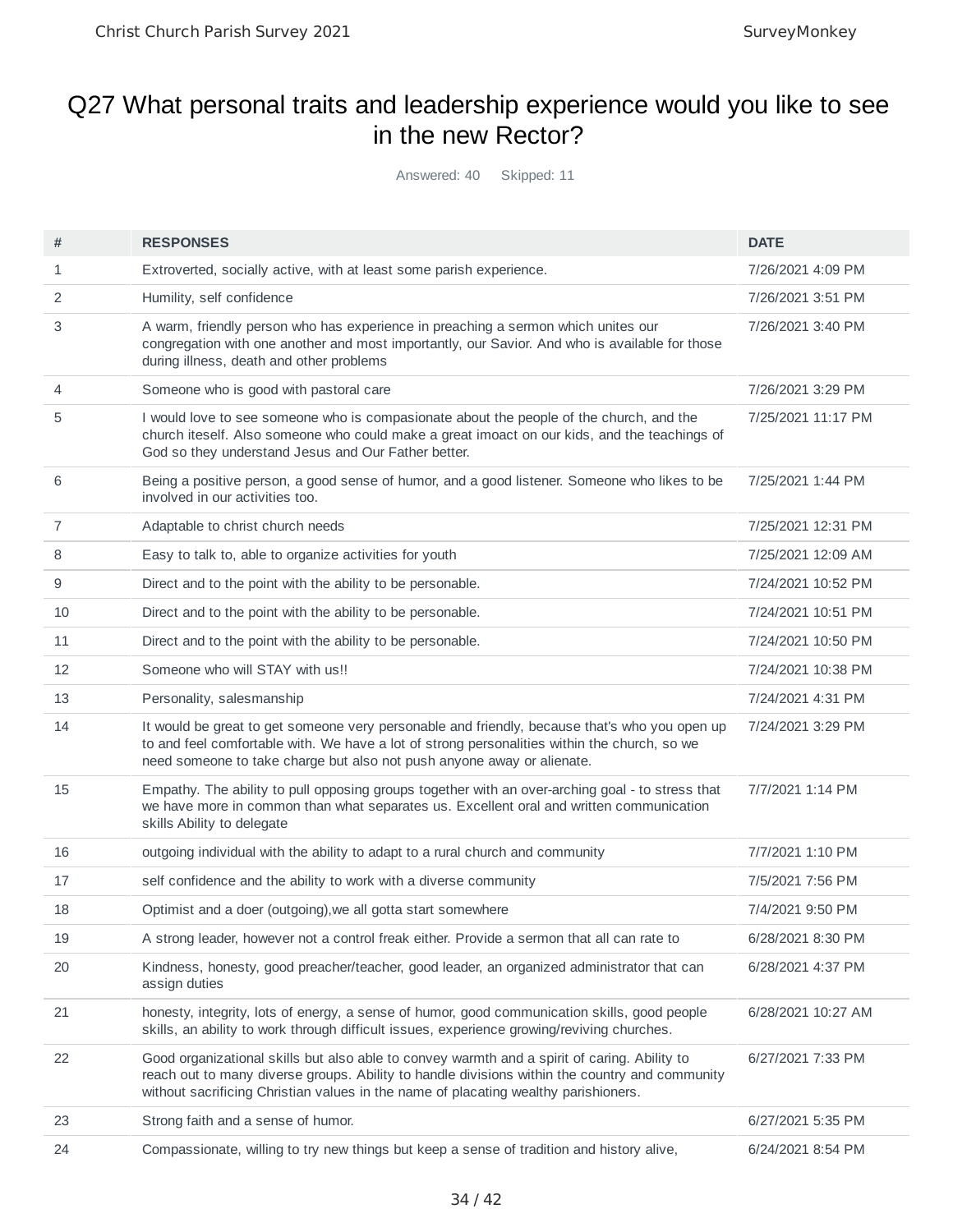# Q27 What personal traits and leadership experience would you like to see in the new Rector?

Answered: 40 Skipped: 11

| # | RESPONSES | DATE |
|---|---|---|
| 1 | Extroverted, socially active, with at least some parish experience. | 7/26/2021 4:09 PM |
| 2 | Humility, self confidence | 7/26/2021 3:51 PM |
| 3 | A warm, friendly person who has experience in preaching a sermon which unites our congregation with one another and most importantly, our Savior. And who is available for those during illness, death and other problems | 7/26/2021 3:40 PM |
| 4 | Someone who is good with pastoral care | 7/26/2021 3:29 PM |
| 5 | I would love to see someone who is compasionate about the people of the church, and the church iteself. Also someone who could make a great imoact on our kids, and the teachings of God so they understand Jesus and Our Father better. | 7/25/2021 11:17 PM |
| 6 | Being a positive person, a good sense of humor, and a good listener. Someone who likes to be involved in our activities too. | 7/25/2021 1:44 PM |
| 7 | Adaptable to christ church needs | 7/25/2021 12:31 PM |
| 8 | Easy to talk to, able to organize activities for youth | 7/25/2021 12:09 AM |
| 9 | Direct and to the point with the ability to be personable. | 7/24/2021 10:52 PM |
| 10 | Direct and to the point with the ability to be personable. | 7/24/2021 10:51 PM |
| 11 | Direct and to the point with the ability to be personable. | 7/24/2021 10:50 PM |
| 12 | Someone who will STAY with us!! | 7/24/2021 10:38 PM |
| 13 | Personality, salesmanship | 7/24/2021 4:31 PM |
| 14 | It would be great to get someone very personable and friendly, because that's who you open up to and feel comfortable with. We have a lot of strong personalities within the church, so we need someone to take charge but also not push anyone away or alienate. | 7/24/2021 3:29 PM |
| 15 | Empathy. The ability to pull opposing groups together with an over-arching goal - to stress that we have more in common than what separates us. Excellent oral and written communication skills Ability to delegate | 7/7/2021 1:14 PM |
| 16 | outgoing individual with the ability to adapt to a rural church and community | 7/7/2021 1:10 PM |
| 17 | self confidence and the ability to work with a diverse community | 7/5/2021 7:56 PM |
| 18 | Optimist and a doer (outgoing),we all gotta start somewhere | 7/4/2021 9:50 PM |
| 19 | A strong leader, however not a control freak either. Provide a sermon that all can rate to | 6/28/2021 8:30 PM |
| 20 | Kindness, honesty, good preacher/teacher, good leader, an organized administrator that can assign duties | 6/28/2021 4:37 PM |
| 21 | honesty, integrity, lots of energy, a sense of humor, good communication skills, good people skills, an ability to work through difficult issues, experience growing/reviving churches. | 6/28/2021 10:27 AM |
| 22 | Good organizational skills but also able to convey warmth and a spirit of caring. Ability to reach out to many diverse groups. Ability to handle divisions within the country and community without sacrificing Christian values in the name of placating wealthy parishioners. | 6/27/2021 7:33 PM |
| 23 | Strong faith and a sense of humor. | 6/27/2021 5:35 PM |
| 24 | Compassionate, willing to try new things but keep a sense of tradition and history alive, | 6/24/2021 8:54 PM |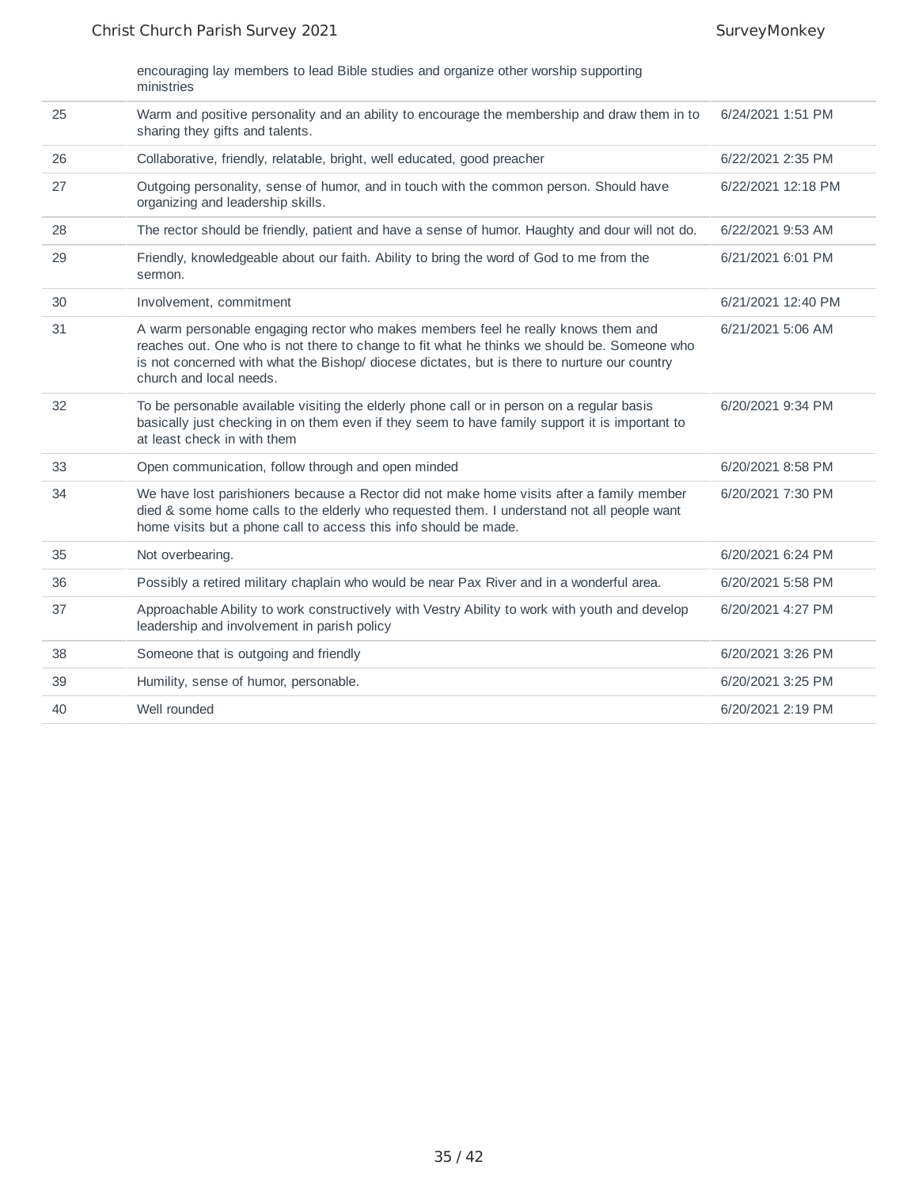| | | |
|---|---|---|
| | encouraging lay members to lead Bible studies and organize other worship supporting ministries | |
| 25 | Warm and positive personality and an ability to encourage the membership and draw them in to sharing they gifts and talents. | 6/24/2021 1:51 PM |
| 26 | Collaborative, friendly, relatable, bright, well educated, good preacher | 6/22/2021 2:35 PM |
| 27 | Outgoing personality, sense of humor, and in touch with the common person. Should have organizing and leadership skills. | 6/22/2021 12:18 PM |
| 28 | The rector should be friendly, patient and have a sense of humor. Haughty and dour will not do. | 6/22/2021 9:53 AM |
| 29 | Friendly, knowledgeable about our faith. Ability to bring the word of God to me from the sermon. | 6/21/2021 6:01 PM |
| 30 | Involvement, commitment | 6/21/2021 12:40 PM |
| 31 | A warm personable engaging rector who makes members feel he really knows them and reaches out. One who is not there to change to fit what he thinks we should be. Someone who is not concerned with what the Bishop/ diocese dictates, but is there to nurture our country church and local needs. | 6/21/2021 5:06 AM |
| 32 | To be personable available visiting the elderly phone call or in person on a regular basis basically just checking in on them even if they seem to have family support it is important to at least check in with them | 6/20/2021 9:34 PM |
| 33 | Open communication, follow through and open minded | 6/20/2021 8:58 PM |
| 34 | We have lost parishioners because a Rector did not make home visits after a family member died & some home calls to the elderly who requested them. I understand not all people want home visits but a phone call to access this info should be made. | 6/20/2021 7:30 PM |
| 35 | Not overbearing. | 6/20/2021 6:24 PM |
| 36 | Possibly a retired military chaplain who would be near Pax River and in a wonderful area. | 6/20/2021 5:58 PM |
| 37 | Approachable Ability to work constructively with Vestry Ability to work with youth and develop leadership and involvement in parish policy | 6/20/2021 4:27 PM |
| 38 | Someone that is outgoing and friendly | 6/20/2021 3:26 PM |
| 39 | Humility, sense of humor, personable. | 6/20/2021 3:25 PM |
| 40 | Well rounded | 6/20/2021 2:19 PM |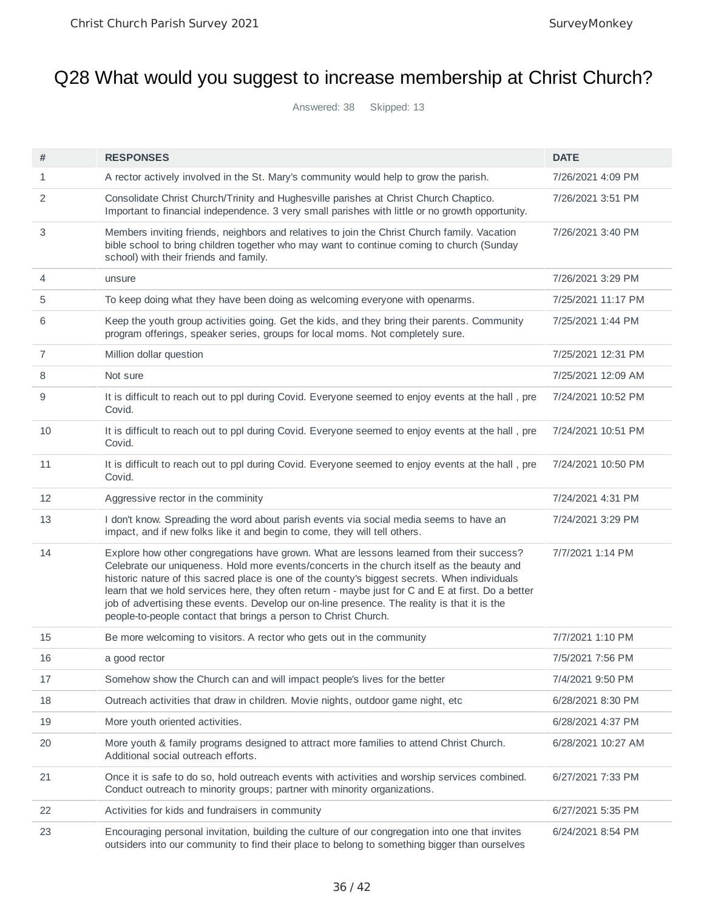# Q28 What would you suggest to increase membership at Christ Church?

Answered: 38 Skipped: 13

| # | RESPONSES | DATE |
|---|---|---|
| 1 | A rector actively involved in the St. Mary's community would help to grow the parish. | 7/26/2021 4:09 PM |
| 2 | Consolidate Christ Church/Trinity and Hughesville parishes at Christ Church Chaptico. Important to financial independence. 3 very small parishes with little or no growth opportunity. | 7/26/2021 3:51 PM |
| 3 | Members inviting friends, neighbors and relatives to join the Christ Church family. Vacation bible school to bring children together who may want to continue coming to church (Sunday school) with their friends and family. | 7/26/2021 3:40 PM |
| 4 | unsure | 7/26/2021 3:29 PM |
| 5 | To keep doing what they have been doing as welcoming everyone with openarms. | 7/25/2021 11:17 PM |
| 6 | Keep the youth group activities going. Get the kids, and they bring their parents. Community program offerings, speaker series, groups for local moms. Not completely sure. | 7/25/2021 1:44 PM |
| 7 | Million dollar question | 7/25/2021 12:31 PM |
| 8 | Not sure | 7/25/2021 12:09 AM |
| 9 | It is difficult to reach out to ppl during Covid. Everyone seemed to enjoy events at the hall , pre Covid. | 7/24/2021 10:52 PM |
| 10 | It is difficult to reach out to ppl during Covid. Everyone seemed to enjoy events at the hall , pre Covid. | 7/24/2021 10:51 PM |
| 11 | It is difficult to reach out to ppl during Covid. Everyone seemed to enjoy events at the hall , pre Covid. | 7/24/2021 10:50 PM |
| 12 | Aggressive rector in the comminity | 7/24/2021 4:31 PM |
| 13 | I don't know. Spreading the word about parish events via social media seems to have an impact, and if new folks like it and begin to come, they will tell others. | 7/24/2021 3:29 PM |
| 14 | Explore how other congregations have grown. What are lessons learned from their success? Celebrate our uniqueness. Hold more events/concerts in the church itself as the beauty and historic nature of this sacred place is one of the county's biggest secrets. When individuals learn that we hold services here, they often return - maybe just for C and E at first. Do a better job of advertising these events. Develop our on-line presence. The reality is that it is the people-to-people contact that brings a person to Christ Church. | 7/7/2021 1:14 PM |
| 15 | Be more welcoming to visitors. A rector who gets out in the community | 7/7/2021 1:10 PM |
| 16 | a good rector | 7/5/2021 7:56 PM |
| 17 | Somehow show the Church can and will impact people's lives for the better | 7/4/2021 9:50 PM |
| 18 | Outreach activities that draw in children. Movie nights, outdoor game night, etc | 6/28/2021 8:30 PM |
| 19 | More youth oriented activities. | 6/28/2021 4:37 PM |
| 20 | More youth & family programs designed to attract more families to attend Christ Church. Additional social outreach efforts. | 6/28/2021 10:27 AM |
| 21 | Once it is safe to do so, hold outreach events with activities and worship services combined. Conduct outreach to minority groups; partner with minority organizations. | 6/27/2021 7:33 PM |
| 22 | Activities for kids and fundraisers in community | 6/27/2021 5:35 PM |
| 23 | Encouraging personal invitation, building the culture of our congregation into one that invites outsiders into our community to find their place to belong to something bigger than ourselves | 6/24/2021 8:54 PM |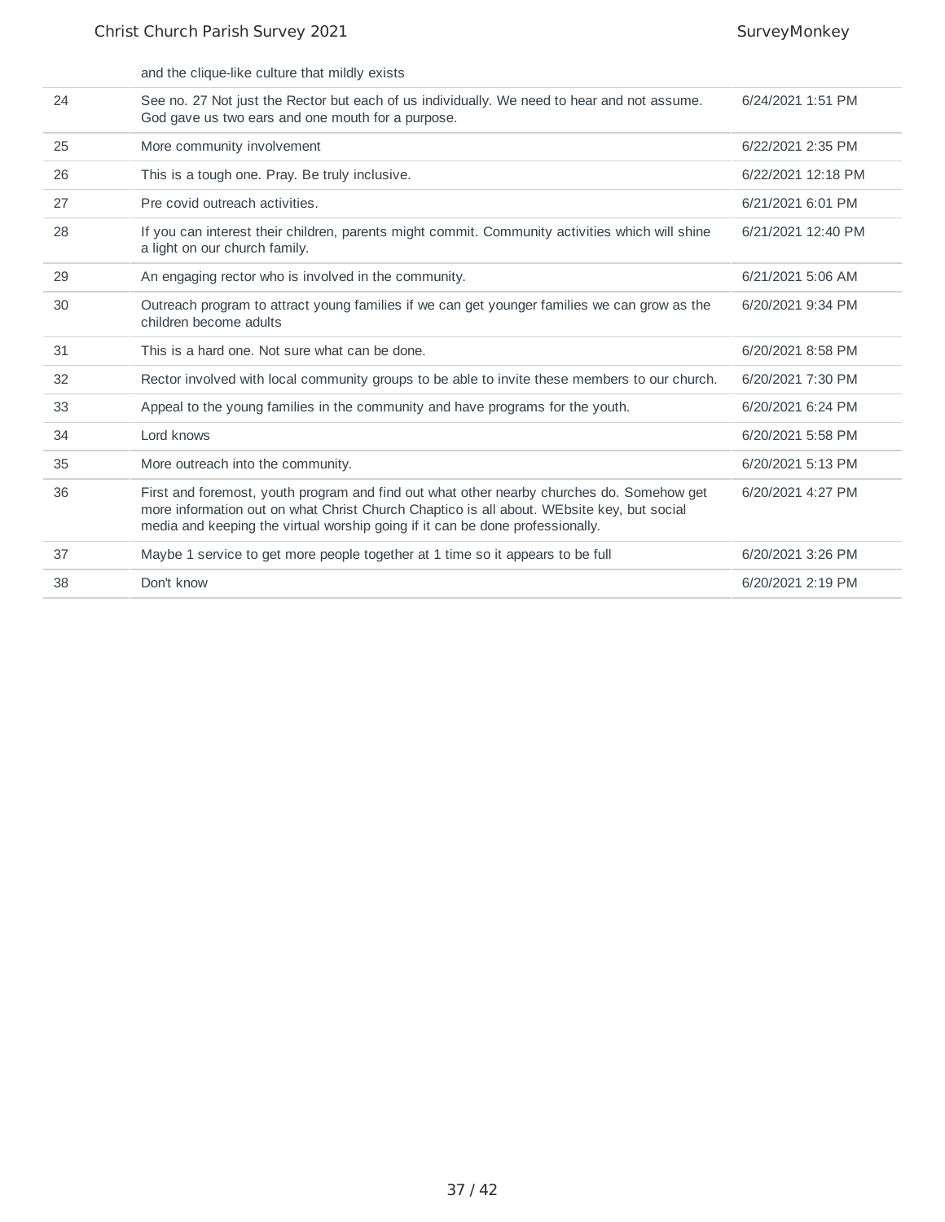|  | and the clique-like culture that mildly exists |  |
| --- | --- | --- |
| 24 | See no. 27 Not just the Rector but each of us individually. We need to hear and not assume. God gave us two ears and one mouth for a purpose. | 6/24/2021 1:51 PM |
| 25 | More community involvement | 6/22/2021 2:35 PM |
| 26 | This is a tough one. Pray. Be truly inclusive. | 6/22/2021 12:18 PM |
| 27 | Pre covid outreach activities. | 6/21/2021 6:01 PM |
| 28 | If you can interest their children, parents might commit. Community activities which will shine a light on our church family. | 6/21/2021 12:40 PM |
| 29 | An engaging rector who is involved in the community. | 6/21/2021 5:06 AM |
| 30 | Outreach program to attract young families if we can get younger families we can grow as the children become adults | 6/20/2021 9:34 PM |
| 31 | This is a hard one. Not sure what can be done. | 6/20/2021 8:58 PM |
| 32 | Rector involved with local community groups to be able to invite these members to our church. | 6/20/2021 7:30 PM |
| 33 | Appeal to the young families in the community and have programs for the youth. | 6/20/2021 6:24 PM |
| 34 | Lord knows | 6/20/2021 5:58 PM |
| 35 | More outreach into the community. | 6/20/2021 5:13 PM |
| 36 | First and foremost, youth program and find out what other nearby churches do. Somehow get more information out on what Christ Church Chaptico is all about. WEbsite key, but social media and keeping the virtual worship going if it can be done professionally. | 6/20/2021 4:27 PM |
| 37 | Maybe 1 service to get more people together at 1 time so it appears to be full | 6/20/2021 3:26 PM |
| 38 | Don't know | 6/20/2021 2:19 PM |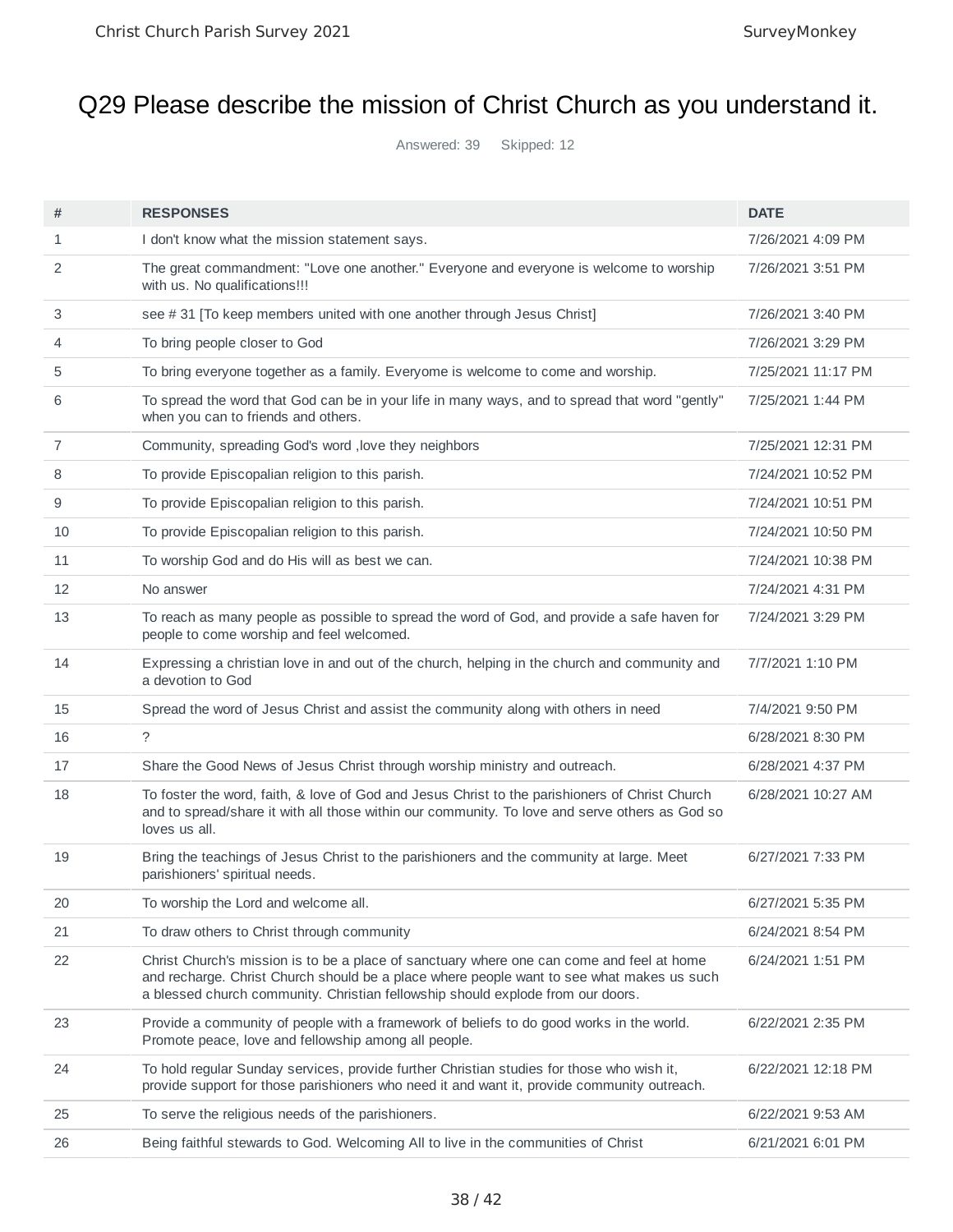# Q29 Please describe the mission of Christ Church as you understand it.

Answered: 39 Skipped: 12

| # | RESPONSES | DATE |
|---|---|---|
| 1 | I don't know what the mission statement says. | 7/26/2021 4:09 PM |
| 2 | The great commandment: "Love one another." Everyone and everyone is welcome to worship with us. No qualifications!!! | 7/26/2021 3:51 PM |
| 3 | see # 31 [To keep members united with one another through Jesus Christ] | 7/26/2021 3:40 PM |
| 4 | To bring people closer to God | 7/26/2021 3:29 PM |
| 5 | To bring everyone together as a family. Everyome is welcome to come and worship. | 7/25/2021 11:17 PM |
| 6 | To spread the word that God can be in your life in many ways, and to spread that word "gently" when you can to friends and others. | 7/25/2021 1:44 PM |
| 7 | Community, spreading God's word ,love they neighbors | 7/25/2021 12:31 PM |
| 8 | To provide Episcopalian religion to this parish. | 7/24/2021 10:52 PM |
| 9 | To provide Episcopalian religion to this parish. | 7/24/2021 10:51 PM |
| 10 | To provide Episcopalian religion to this parish. | 7/24/2021 10:50 PM |
| 11 | To worship God and do His will as best we can. | 7/24/2021 10:38 PM |
| 12 | No answer | 7/24/2021 4:31 PM |
| 13 | To reach as many people as possible to spread the word of God, and provide a safe haven for people to come worship and feel welcomed. | 7/24/2021 3:29 PM |
| 14 | Expressing a christian love in and out of the church, helping in the church and community and a devotion to God | 7/7/2021 1:10 PM |
| 15 | Spread the word of Jesus Christ and assist the community along with others in need | 7/4/2021 9:50 PM |
| 16 | ? | 6/28/2021 8:30 PM |
| 17 | Share the Good News of Jesus Christ through worship ministry and outreach. | 6/28/2021 4:37 PM |
| 18 | To foster the word, faith, & love of God and Jesus Christ to the parishioners of Christ Church and to spread/share it with all those within our community. To love and serve others as God so loves us all. | 6/28/2021 10:27 AM |
| 19 | Bring the teachings of Jesus Christ to the parishioners and the community at large. Meet parishioners' spiritual needs. | 6/27/2021 7:33 PM |
| 20 | To worship the Lord and welcome all. | 6/27/2021 5:35 PM |
| 21 | To draw others to Christ through community | 6/24/2021 8:54 PM |
| 22 | Christ Church's mission is to be a place of sanctuary where one can come and feel at home and recharge. Christ Church should be a place where people want to see what makes us such a blessed church community. Christian fellowship should explode from our doors. | 6/24/2021 1:51 PM |
| 23 | Provide a community of people with a framework of beliefs to do good works in the world. Promote peace, love and fellowship among all people. | 6/22/2021 2:35 PM |
| 24 | To hold regular Sunday services, provide further Christian studies for those who wish it, provide support for those parishioners who need it and want it, provide community outreach. | 6/22/2021 12:18 PM |
| 25 | To serve the religious needs of the parishioners. | 6/22/2021 9:53 AM |
| 26 | Being faithful stewards to God. Welcoming All to live in the communities of Christ | 6/21/2021 6:01 PM |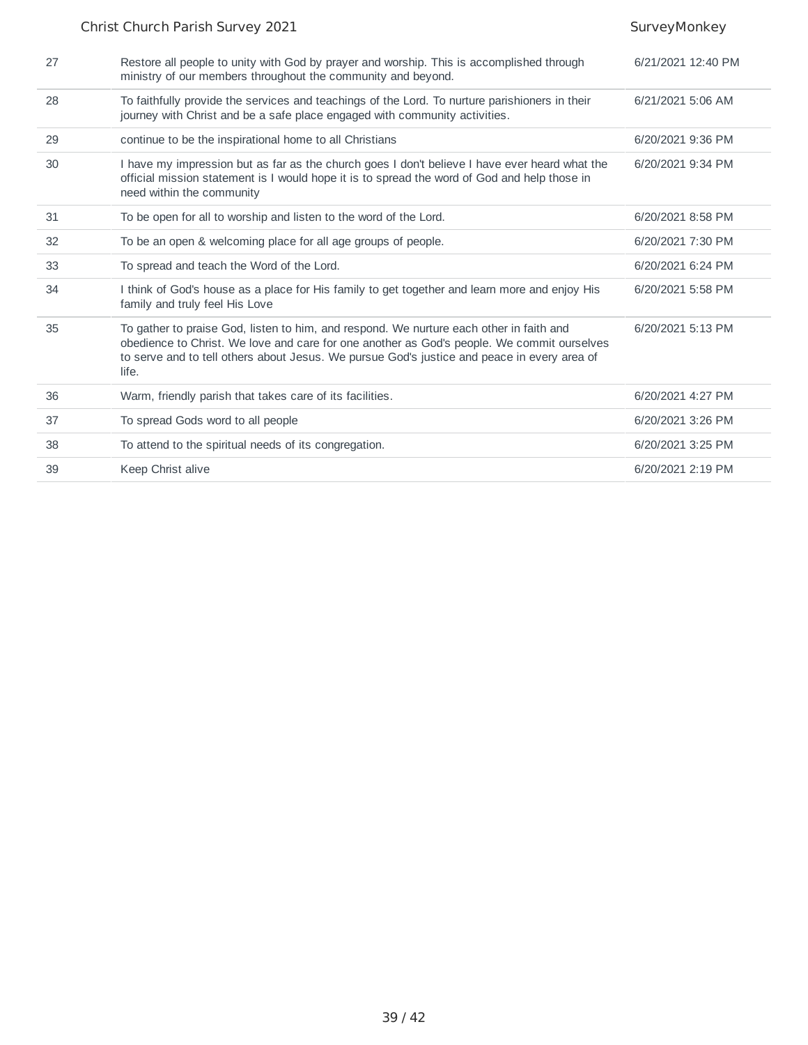| | | |
|---|---|---|
| 27 | Restore all people to unity with God by prayer and worship. This is accomplished through ministry of our members throughout the community and beyond. | 6/21/2021 12:40 PM |
| 28 | To faithfully provide the services and teachings of the Lord. To nurture parishioners in their journey with Christ and be a safe place engaged with community activities. | 6/21/2021 5:06 AM |
| 29 | continue to be the inspirational home to all Christians | 6/20/2021 9:36 PM |
| 30 | I have my impression but as far as the church goes I don't believe I have ever heard what the official mission statement is I would hope it is to spread the word of God and help those in need within the community | 6/20/2021 9:34 PM |
| 31 | To be open for all to worship and listen to the word of the Lord. | 6/20/2021 8:58 PM |
| 32 | To be an open & welcoming place for all age groups of people. | 6/20/2021 7:30 PM |
| 33 | To spread and teach the Word of the Lord. | 6/20/2021 6:24 PM |
| 34 | I think of God's house as a place for His family to get together and learn more and enjoy His family and truly feel His Love | 6/20/2021 5:58 PM |
| 35 | To gather to praise God, listen to him, and respond. We nurture each other in faith and obedience to Christ. We love and care for one another as God's people. We commit ourselves to serve and to tell others about Jesus. We pursue God's justice and peace in every area of life. | 6/20/2021 5:13 PM |
| 36 | Warm, friendly parish that takes care of its facilities. | 6/20/2021 4:27 PM |
| 37 | To spread Gods word to all people | 6/20/2021 3:26 PM |
| 38 | To attend to the spiritual needs of its congregation. | 6/20/2021 3:25 PM |
| 39 | Keep Christ alive | 6/20/2021 2:19 PM |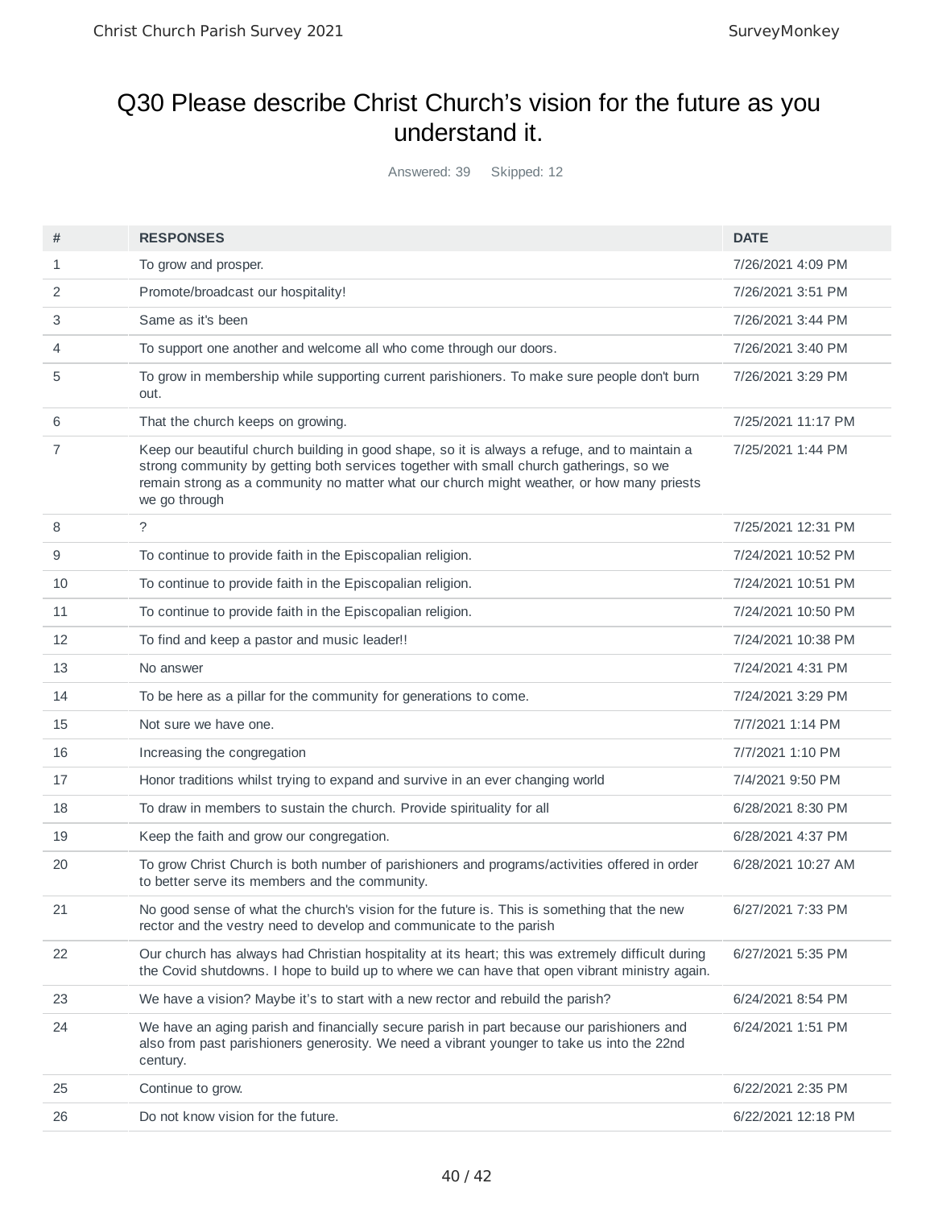# Q30 Please describe Christ Church's vision for the future as you understand it.

Answered: 39    Skipped: 12

| # | RESPONSES | DATE |
|---|---|---|
| 1 | To grow and prosper. | 7/26/2021 4:09 PM |
| 2 | Promote/broadcast our hospitality! | 7/26/2021 3:51 PM |
| 3 | Same as it's been | 7/26/2021 3:44 PM |
| 4 | To support one another and welcome all who come through our doors. | 7/26/2021 3:40 PM |
| 5 | To grow in membership while supporting current parishioners. To make sure people don't burn out. | 7/26/2021 3:29 PM |
| 6 | That the church keeps on growing. | 7/25/2021 11:17 PM |
| 7 | Keep our beautiful church building in good shape, so it is always a refuge, and to maintain a strong community by getting both services together with small church gatherings, so we remain strong as a community no matter what our church might weather, or how many priests we go through | 7/25/2021 1:44 PM |
| 8 | ? | 7/25/2021 12:31 PM |
| 9 | To continue to provide faith in the Episcopalian religion. | 7/24/2021 10:52 PM |
| 10 | To continue to provide faith in the Episcopalian religion. | 7/24/2021 10:51 PM |
| 11 | To continue to provide faith in the Episcopalian religion. | 7/24/2021 10:50 PM |
| 12 | To find and keep a pastor and music leader!! | 7/24/2021 10:38 PM |
| 13 | No answer | 7/24/2021 4:31 PM |
| 14 | To be here as a pillar for the community for generations to come. | 7/24/2021 3:29 PM |
| 15 | Not sure we have one. | 7/7/2021 1:14 PM |
| 16 | Increasing the congregation | 7/7/2021 1:10 PM |
| 17 | Honor traditions whilst trying to expand and survive in an ever changing world | 7/4/2021 9:50 PM |
| 18 | To draw in members to sustain the church. Provide spirituality for all | 6/28/2021 8:30 PM |
| 19 | Keep the faith and grow our congregation. | 6/28/2021 4:37 PM |
| 20 | To grow Christ Church is both number of parishioners and programs/activities offered in order to better serve its members and the community. | 6/28/2021 10:27 AM |
| 21 | No good sense of what the church's vision for the future is. This is something that the new rector and the vestry need to develop and communicate to the parish | 6/27/2021 7:33 PM |
| 22 | Our church has always had Christian hospitality at its heart; this was extremely difficult during the Covid shutdowns. I hope to build up to where we can have that open vibrant ministry again. | 6/27/2021 5:35 PM |
| 23 | We have a vision? Maybe it's to start with a new rector and rebuild the parish? | 6/24/2021 8:54 PM |
| 24 | We have an aging parish and financially secure parish in part because our parishioners and also from past parishioners generosity. We need a vibrant younger to take us into the 22nd century. | 6/24/2021 1:51 PM |
| 25 | Continue to grow. | 6/22/2021 2:35 PM |
| 26 | Do not know vision for the future. | 6/22/2021 12:18 PM |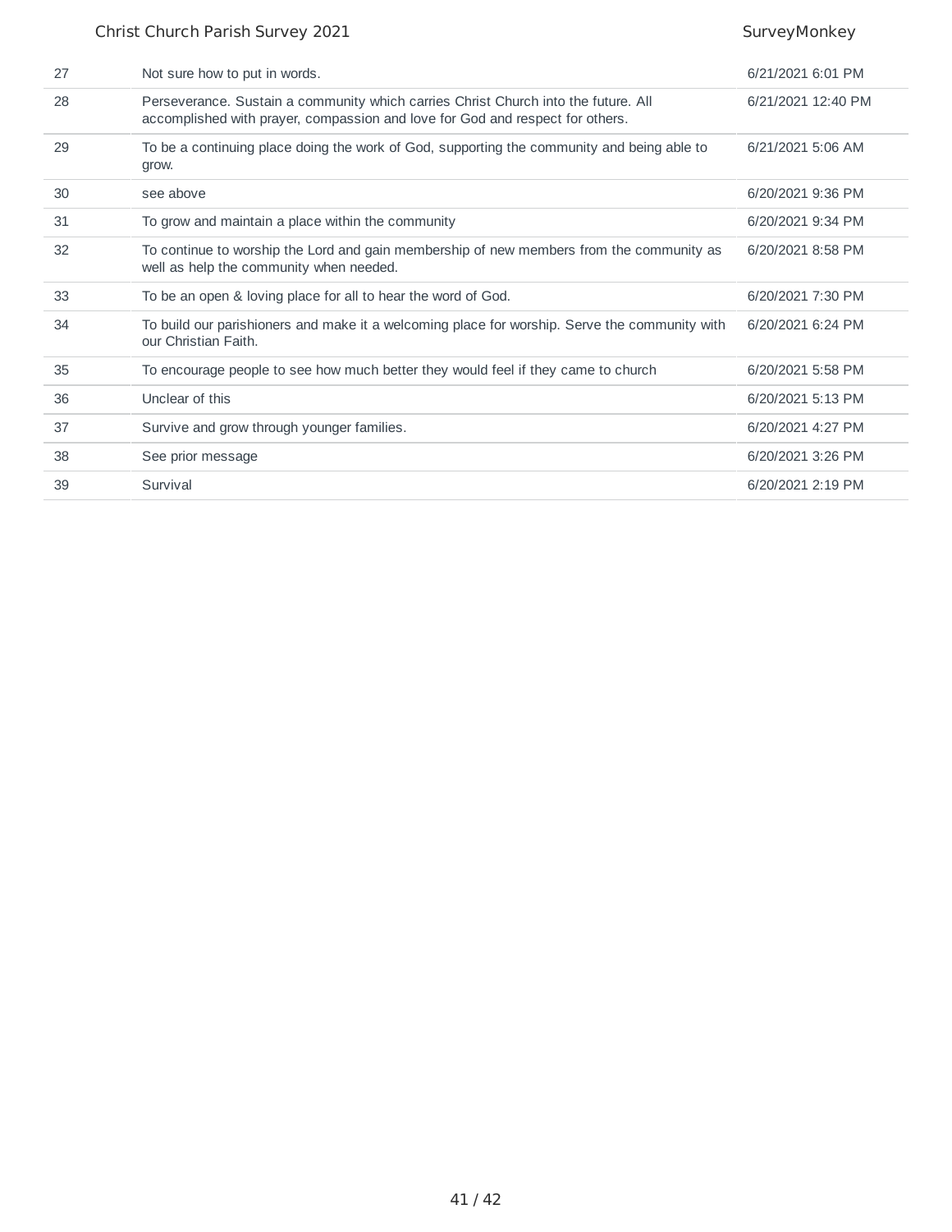| | | |
|---|---|---|
| 27 | Not sure how to put in words. | 6/21/2021 6:01 PM |
| 28 | Perseverance. Sustain a community which carries Christ Church into the future. All accomplished with prayer, compassion and love for God and respect for others. | 6/21/2021 12:40 PM |
| 29 | To be a continuing place doing the work of God, supporting the community and being able to grow. | 6/21/2021 5:06 AM |
| 30 | see above | 6/20/2021 9:36 PM |
| 31 | To grow and maintain a place within the community | 6/20/2021 9:34 PM |
| 32 | To continue to worship the Lord and gain membership of new members from the community as well as help the community when needed. | 6/20/2021 8:58 PM |
| 33 | To be an open & loving place for all to hear the word of God. | 6/20/2021 7:30 PM |
| 34 | To build our parishioners and make it a welcoming place for worship. Serve the community with our Christian Faith. | 6/20/2021 6:24 PM |
| 35 | To encourage people to see how much better they would feel if they came to church | 6/20/2021 5:58 PM |
| 36 | Unclear of this | 6/20/2021 5:13 PM |
| 37 | Survive and grow through younger families. | 6/20/2021 4:27 PM |
| 38 | See prior message | 6/20/2021 3:26 PM |
| 39 | Survival | 6/20/2021 2:19 PM |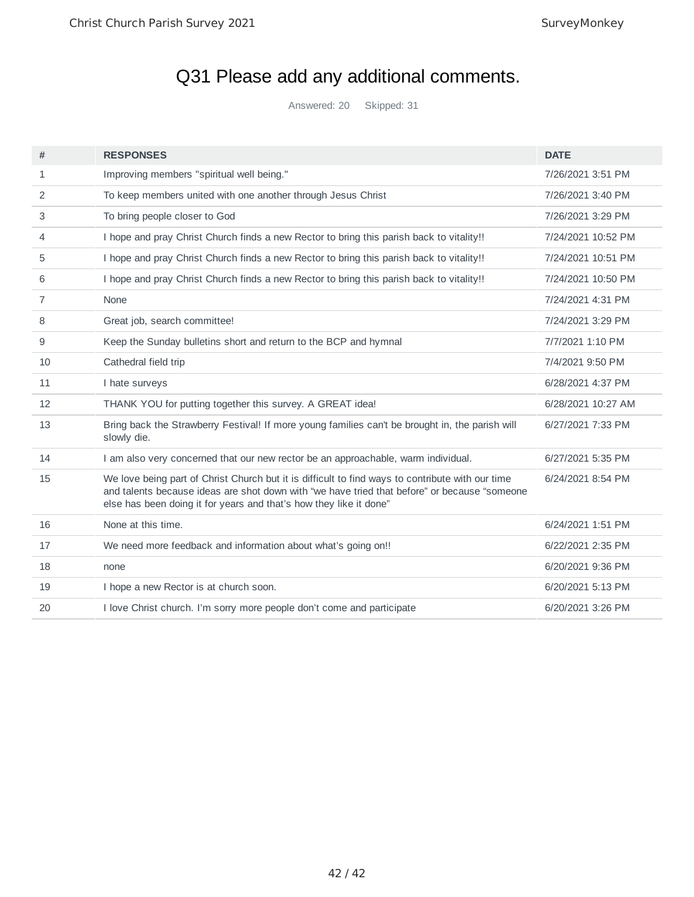## Q31 Please add any additional comments.

Answered: 20 Skipped: 31

| # | RESPONSES | DATE |
|---|---|---|
| 1 | Improving members "spiritual well being." | 7/26/2021 3:51 PM |
| 2 | To keep members united with one another through Jesus Christ | 7/26/2021 3:40 PM |
| 3 | To bring people closer to God | 7/26/2021 3:29 PM |
| 4 | I hope and pray Christ Church finds a new Rector to bring this parish back to vitality!! | 7/24/2021 10:52 PM |
| 5 | I hope and pray Christ Church finds a new Rector to bring this parish back to vitality!! | 7/24/2021 10:51 PM |
| 6 | I hope and pray Christ Church finds a new Rector to bring this parish back to vitality!! | 7/24/2021 10:50 PM |
| 7 | None | 7/24/2021 4:31 PM |
| 8 | Great job, search committee! | 7/24/2021 3:29 PM |
| 9 | Keep the Sunday bulletins short and return to the BCP and hymnal | 7/7/2021 1:10 PM |
| 10 | Cathedral field trip | 7/4/2021 9:50 PM |
| 11 | I hate surveys | 6/28/2021 4:37 PM |
| 12 | THANK YOU for putting together this survey. A GREAT idea! | 6/28/2021 10:27 AM |
| 13 | Bring back the Strawberry Festival! If more young families can't be brought in, the parish will slowly die. | 6/27/2021 7:33 PM |
| 14 | I am also very concerned that our new rector be an approachable, warm individual. | 6/27/2021 5:35 PM |
| 15 | We love being part of Christ Church but it is difficult to find ways to contribute with our time and talents because ideas are shot down with “we have tried that before” or because “someone else has been doing it for years and that’s how they like it done” | 6/24/2021 8:54 PM |
| 16 | None at this time. | 6/24/2021 1:51 PM |
| 17 | We need more feedback and information about what’s going on!! | 6/22/2021 2:35 PM |
| 18 | none | 6/20/2021 9:36 PM |
| 19 | I hope a new Rector is at church soon. | 6/20/2021 5:13 PM |
| 20 | I love Christ church. I’m sorry more people don’t come and participate | 6/20/2021 3:26 PM |